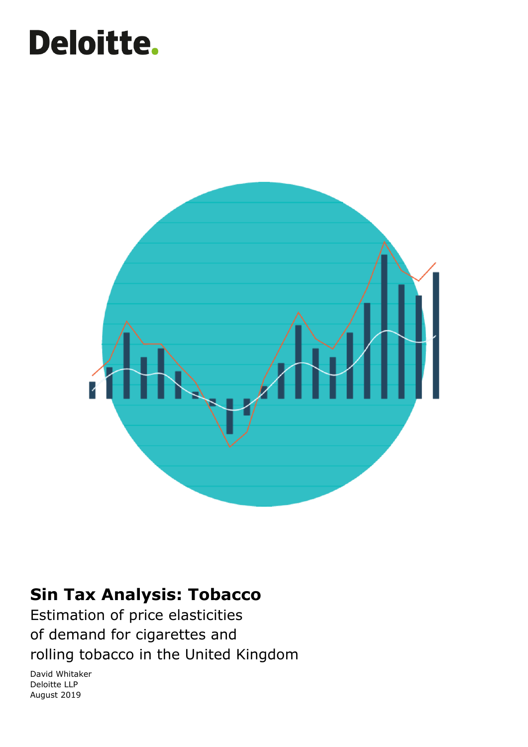Deloitte.

# Sin Tax Analysis: Tobacco

Estimation of price elasticities of demand for cigarettes and rolling tobacco in the United Kingdom

David Whitaker
Deloitte LLP
August 2019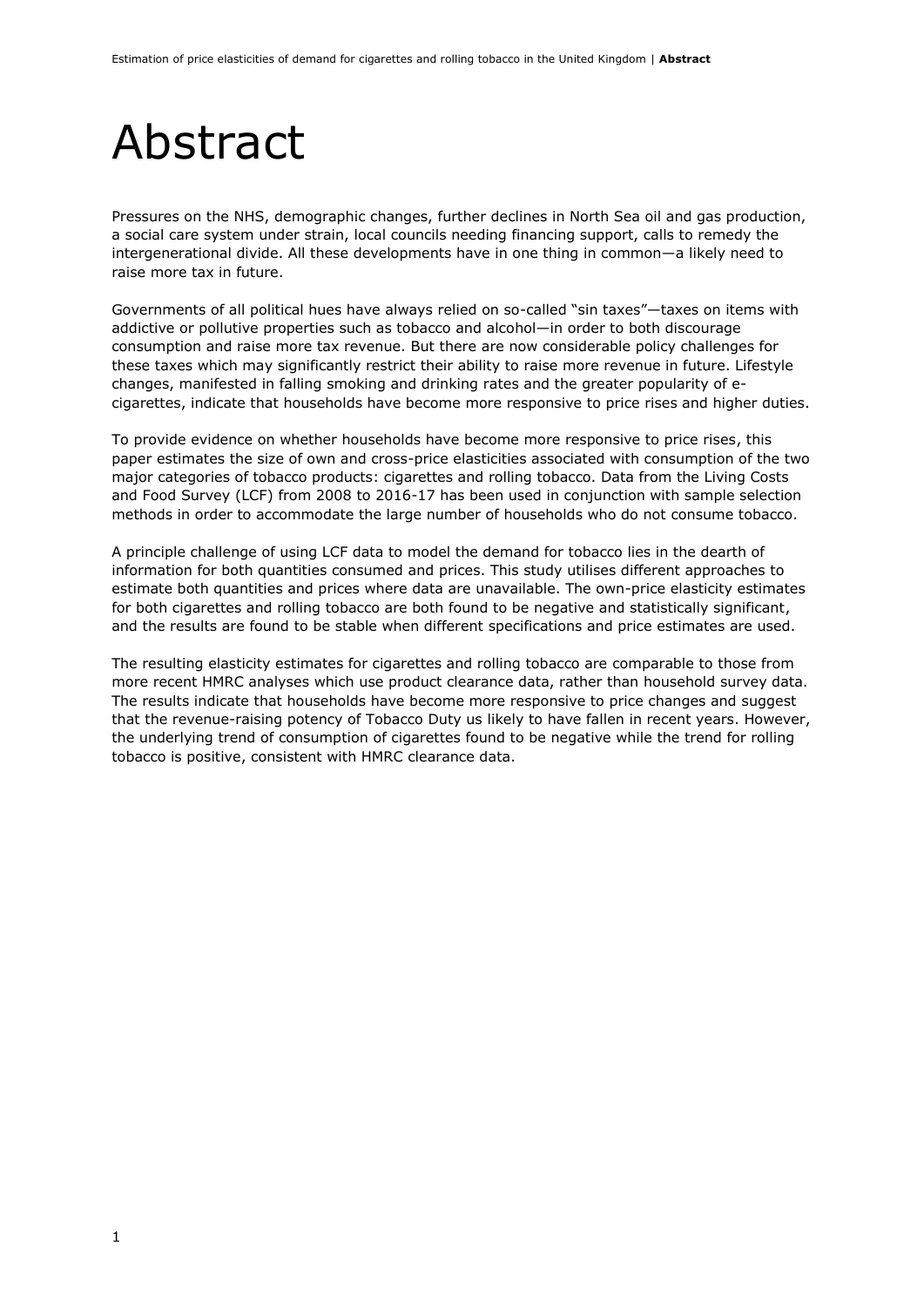# Abstract

Pressures on the NHS, demographic changes, further declines in North Sea oil and gas production, a social care system under strain, local councils needing financing support, calls to remedy the intergenerational divide. All these developments have in one thing in common—a likely need to raise more tax in future.

Governments of all political hues have always relied on so-called "sin taxes"—taxes on items with addictive or pollutive properties such as tobacco and alcohol—in order to both discourage consumption and raise more tax revenue. But there are now considerable policy challenges for these taxes which may significantly restrict their ability to raise more revenue in future. Lifestyle changes, manifested in falling smoking and drinking rates and the greater popularity of e-cigarettes, indicate that households have become more responsive to price rises and higher duties.

To provide evidence on whether households have become more responsive to price rises, this paper estimates the size of own and cross-price elasticities associated with consumption of the two major categories of tobacco products: cigarettes and rolling tobacco. Data from the Living Costs and Food Survey (LCF) from 2008 to 2016-17 has been used in conjunction with sample selection methods in order to accommodate the large number of households who do not consume tobacco.

A principle challenge of using LCF data to model the demand for tobacco lies in the dearth of information for both quantities consumed and prices. This study utilises different approaches to estimate both quantities and prices where data are unavailable. The own-price elasticity estimates for both cigarettes and rolling tobacco are both found to be negative and statistically significant, and the results are found to be stable when different specifications and price estimates are used.

The resulting elasticity estimates for cigarettes and rolling tobacco are comparable to those from more recent HMRC analyses which use product clearance data, rather than household survey data. The results indicate that households have become more responsive to price changes and suggest that the revenue-raising potency of Tobacco Duty us likely to have fallen in recent years. However, the underlying trend of consumption of cigarettes found to be negative while the trend for rolling tobacco is positive, consistent with HMRC clearance data.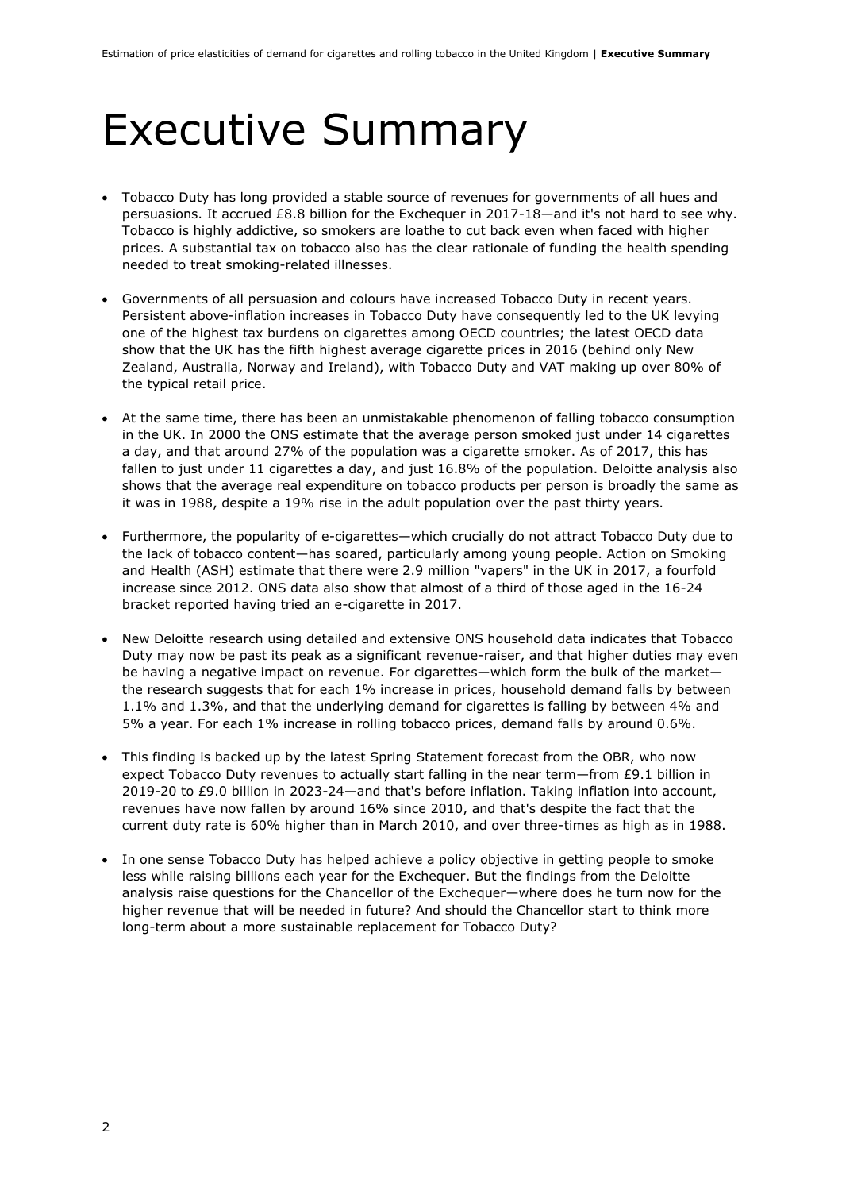# Executive Summary

- Tobacco Duty has long provided a stable source of revenues for governments of all hues and persuasions. It accrued £8.8 billion for the Exchequer in 2017-18—and it's not hard to see why. Tobacco is highly addictive, so smokers are loathe to cut back even when faced with higher prices. A substantial tax on tobacco also has the clear rationale of funding the health spending needed to treat smoking-related illnesses.

- Governments of all persuasion and colours have increased Tobacco Duty in recent years. Persistent above-inflation increases in Tobacco Duty have consequently led to the UK levying one of the highest tax burdens on cigarettes among OECD countries; the latest OECD data show that the UK has the fifth highest average cigarette prices in 2016 (behind only New Zealand, Australia, Norway and Ireland), with Tobacco Duty and VAT making up over 80% of the typical retail price.

- At the same time, there has been an unmistakable phenomenon of falling tobacco consumption in the UK. In 2000 the ONS estimate that the average person smoked just under 14 cigarettes a day, and that around 27% of the population was a cigarette smoker. As of 2017, this has fallen to just under 11 cigarettes a day, and just 16.8% of the population. Deloitte analysis also shows that the average real expenditure on tobacco products per person is broadly the same as it was in 1988, despite a 19% rise in the adult population over the past thirty years.

- Furthermore, the popularity of e-cigarettes—which crucially do not attract Tobacco Duty due to the lack of tobacco content—has soared, particularly among young people. Action on Smoking and Health (ASH) estimate that there were 2.9 million "vapers" in the UK in 2017, a fourfold increase since 2012. ONS data also show that almost of a third of those aged in the 16-24 bracket reported having tried an e-cigarette in 2017.

- New Deloitte research using detailed and extensive ONS household data indicates that Tobacco Duty may now be past its peak as a significant revenue-raiser, and that higher duties may even be having a negative impact on revenue. For cigarettes—which form the bulk of the market—the research suggests that for each 1% increase in prices, household demand falls by between 1.1% and 1.3%, and that the underlying demand for cigarettes is falling by between 4% and 5% a year. For each 1% increase in rolling tobacco prices, demand falls by around 0.6%.

- This finding is backed up by the latest Spring Statement forecast from the OBR, who now expect Tobacco Duty revenues to actually start falling in the near term—from £9.1 billion in 2019-20 to £9.0 billion in 2023-24—and that's before inflation. Taking inflation into account, revenues have now fallen by around 16% since 2010, and that's despite the fact that the current duty rate is 60% higher than in March 2010, and over three-times as high as in 1988.

- In one sense Tobacco Duty has helped achieve a policy objective in getting people to smoke less while raising billions each year for the Exchequer. But the findings from the Deloitte analysis raise questions for the Chancellor of the Exchequer—where does he turn now for the higher revenue that will be needed in future? And should the Chancellor start to think more long-term about a more sustainable replacement for Tobacco Duty?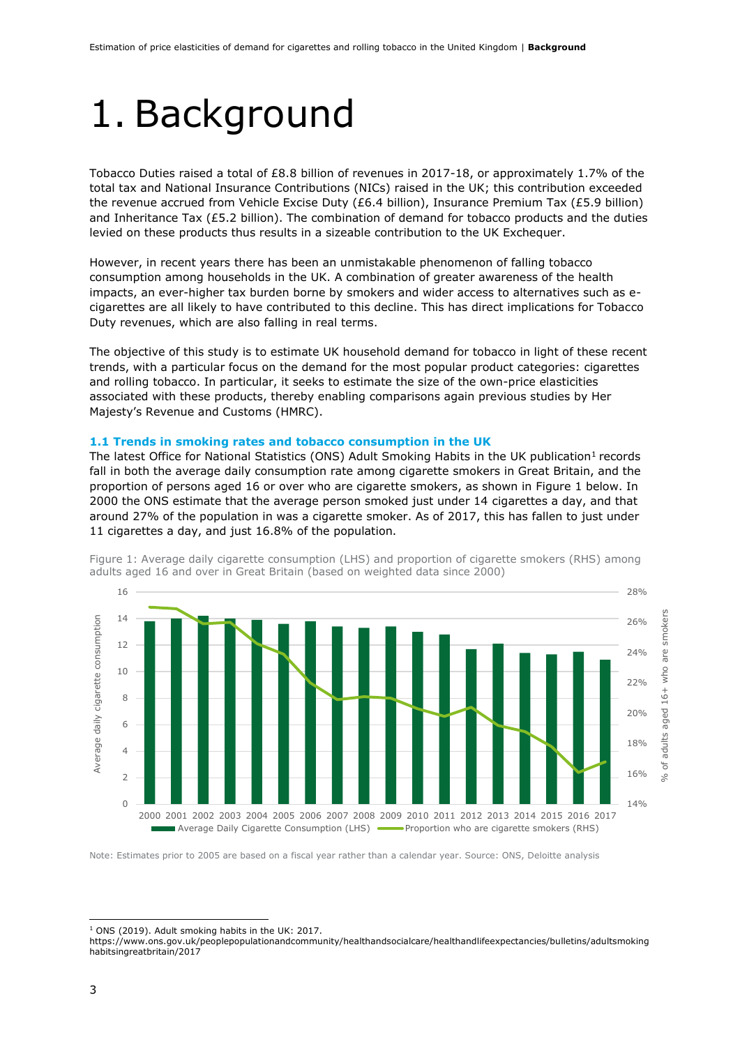# 1. Background

Tobacco Duties raised a total of £8.8 billion of revenues in 2017-18, or approximately 1.7% of the total tax and National Insurance Contributions (NICs) raised in the UK; this contribution exceeded the revenue accrued from Vehicle Excise Duty (£6.4 billion), Insurance Premium Tax (£5.9 billion) and Inheritance Tax (£5.2 billion). The combination of demand for tobacco products and the duties levied on these products thus results in a sizeable contribution to the UK Exchequer.

However, in recent years there has been an unmistakable phenomenon of falling tobacco consumption among households in the UK. A combination of greater awareness of the health impacts, an ever-higher tax burden borne by smokers and wider access to alternatives such as e-cigarettes are all likely to have contributed to this decline. This has direct implications for Tobacco Duty revenues, which are also falling in real terms.

The objective of this study is to estimate UK household demand for tobacco in light of these recent trends, with a particular focus on the demand for the most popular product categories: cigarettes and rolling tobacco. In particular, it seeks to estimate the size of the own-price elasticities associated with these products, thereby enabling comparisons again previous studies by Her Majesty's Revenue and Customs (HMRC).

## 1.1 Trends in smoking rates and tobacco consumption in the UK

The latest Office for National Statistics (ONS) Adult Smoking Habits in the UK publication[1] records fall in both the average daily consumption rate among cigarette smokers in Great Britain, and the proportion of persons aged 16 or over who are cigarette smokers, as shown in Figure 1 below. In 2000 the ONS estimate that the average person smoked just under 14 cigarettes a day, and that around 27% of the population in was a cigarette smoker. As of 2017, this has fallen to just under 11 cigarettes a day, and just 16.8% of the population.

Figure 1: Average daily cigarette consumption (LHS) and proportion of cigarette smokers (RHS) among adults aged 16 and over in Great Britain (based on weighted data since 2000)

Note: Estimates prior to 2005 are based on a fiscal year rather than a calendar year. Source: ONS, Deloitte analysis

[1] ONS (2019). Adult smoking habits in the UK: 2017. https://www.ons.gov.uk/peoplepopulationandcommunity/healthandsocialcare/healthandlifeexpectancies/bulletins/adultsmokinghabitsingreatbritain/2017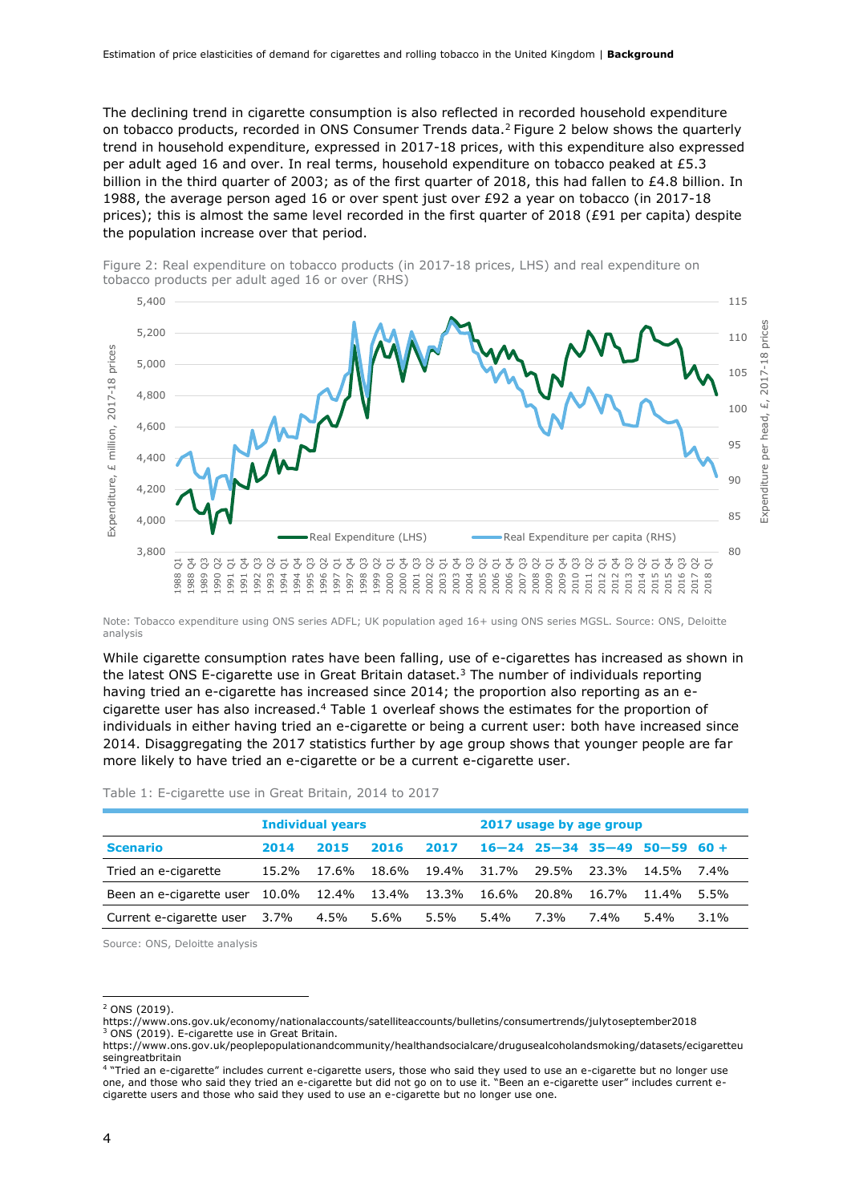The declining trend in cigarette consumption is also reflected in recorded household expenditure on tobacco products, recorded in ONS Consumer Trends data.[2] Figure 2 below shows the quarterly trend in household expenditure, expressed in 2017-18 prices, with this expenditure also expressed per adult aged 16 and over. In real terms, household expenditure on tobacco peaked at £5.3 billion in the third quarter of 2003; as of the first quarter of 2018, this had fallen to £4.8 billion. In 1988, the average person aged 16 or over spent just over £92 a year on tobacco (in 2017-18 prices); this is almost the same level recorded in the first quarter of 2018 (£91 per capita) despite the population increase over that period.

Figure 2: Real expenditure on tobacco products (in 2017-18 prices, LHS) and real expenditure on tobacco products per adult aged 16 or over (RHS)

Note: Tobacco expenditure using ONS series ADFL; UK population aged 16+ using ONS series MGSL. Source: ONS, Deloitte analysis

While cigarette consumption rates have been falling, use of e-cigarettes has increased as shown in the latest ONS E-cigarette use in Great Britain dataset.[3] The number of individuals reporting having tried an e-cigarette has increased since 2014; the proportion also reporting as an e-cigarette user has also increased.[4] Table 1 overleaf shows the estimates for the proportion of individuals in either having tried an e-cigarette or being a current user: both have increased since 2014. Disaggregating the 2017 statistics further by age group shows that younger people are far more likely to have tried an e-cigarette or be a current e-cigarette user.

Table 1: E-cigarette use in Great Britain, 2014 to 2017

| | Individual years | | | | 2017 usage by age group | | | | |
|---|---|---|---|---|---|---|---|---|---|
| **Scenario** | **2014** | **2015** | **2016** | **2017** | **16–24** | **25–34** | **35–49** | **50–59** | **60 +** |
| Tried an e-cigarette | 15.2% | 17.6% | 18.6% | 19.4% | 31.7% | 29.5% | 23.3% | 14.5% | 7.4% |
| Been an e-cigarette user | 10.0% | 12.4% | 13.4% | 13.3% | 16.6% | 20.8% | 16.7% | 11.4% | 5.5% |
| Current e-cigarette user | 3.7% | 4.5% | 5.6% | 5.5% | 5.4% | 7.3% | 7.4% | 5.4% | 3.1% |

Source: ONS, Deloitte analysis

[2] ONS (2019). https://www.ons.gov.uk/economy/nationalaccounts/satelliteaccounts/bulletins/consumertrends/julytoseptember2018

[3] ONS (2019). E-cigarette use in Great Britain. https://www.ons.gov.uk/peoplepopulationandcommunity/healthandsocialcare/drugusealcoholandsmoking/datasets/ecigaretteuseingreatbritain

[4] "Tried an e-cigarette" includes current e-cigarette users, those who said they used to use an e-cigarette but no longer use one, and those who said they tried an e-cigarette but did not go on to use it. "Been an e-cigarette user" includes current e-cigarette users and those who said they used to use an e-cigarette but no longer use one.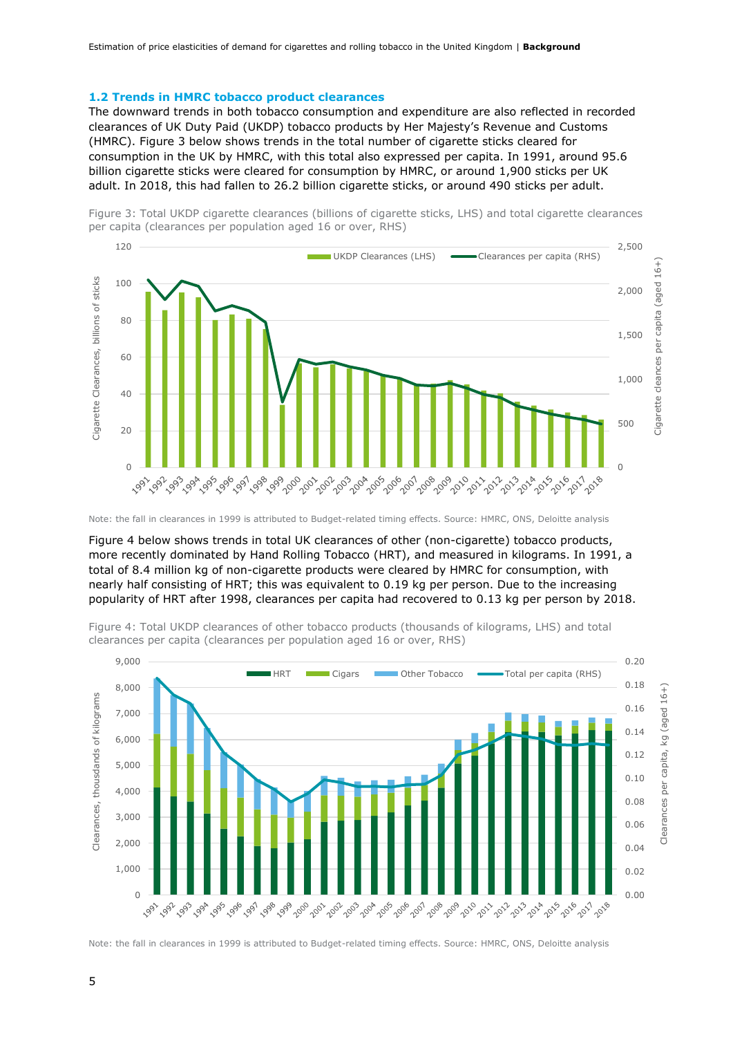### 1.2 Trends in HMRC tobacco product clearances

The downward trends in both tobacco consumption and expenditure are also reflected in recorded clearances of UK Duty Paid (UKDP) tobacco products by Her Majesty's Revenue and Customs (HMRC). Figure 3 below shows trends in the total number of cigarette sticks cleared for consumption in the UK by HMRC, with this total also expressed per capita. In 1991, around 95.6 billion cigarette sticks were cleared for consumption by HMRC, or around 1,900 sticks per UK adult. In 2018, this had fallen to 26.2 billion cigarette sticks, or around 490 sticks per adult.

Figure 3: Total UKDP cigarette clearances (billions of cigarette sticks, LHS) and total cigarette clearances per capita (clearances per population aged 16 or over, RHS)

Note: the fall in clearances in 1999 is attributed to Budget-related timing effects. Source: HMRC, ONS, Deloitte analysis

Figure 4 below shows trends in total UK clearances of other (non-cigarette) tobacco products, more recently dominated by Hand Rolling Tobacco (HRT), and measured in kilograms. In 1991, a total of 8.4 million kg of non-cigarette products were cleared by HMRC for consumption, with nearly half consisting of HRT; this was equivalent to 0.19 kg per person. Due to the increasing popularity of HRT after 1998, clearances per capita had recovered to 0.13 kg per person by 2018.

Figure 4: Total UKDP clearances of other tobacco products (thousands of kilograms, LHS) and total clearances per capita (clearances per population aged 16 or over, RHS)

Note: the fall in clearances in 1999 is attributed to Budget-related timing effects. Source: HMRC, ONS, Deloitte analysis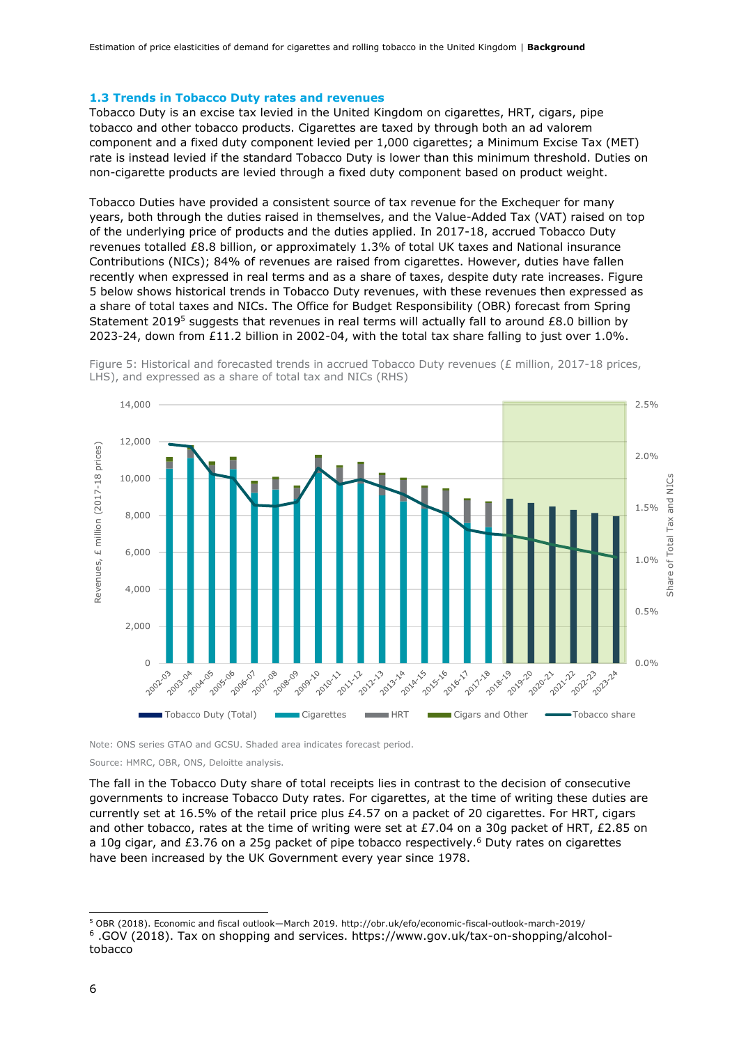### 1.3 Trends in Tobacco Duty rates and revenues

Tobacco Duty is an excise tax levied in the United Kingdom on cigarettes, HRT, cigars, pipe tobacco and other tobacco products. Cigarettes are taxed by through both an ad valorem component and a fixed duty component levied per 1,000 cigarettes; a Minimum Excise Tax (MET) rate is instead levied if the standard Tobacco Duty is lower than this minimum threshold. Duties on non-cigarette products are levied through a fixed duty component based on product weight.

Tobacco Duties have provided a consistent source of tax revenue for the Exchequer for many years, both through the duties raised in themselves, and the Value-Added Tax (VAT) raised on top of the underlying price of products and the duties applied. In 2017-18, accrued Tobacco Duty revenues totalled £8.8 billion, or approximately 1.3% of total UK taxes and National insurance Contributions (NICs); 84% of revenues are raised from cigarettes. However, duties have fallen recently when expressed in real terms and as a share of taxes, despite duty rate increases. Figure 5 below shows historical trends in Tobacco Duty revenues, with these revenues then expressed as a share of total taxes and NICs. The Office for Budget Responsibility (OBR) forecast from Spring Statement 2019[5] suggests that revenues in real terms will actually fall to around £8.0 billion by 2023-24, down from £11.2 billion in 2002-04, with the total tax share falling to just over 1.0%.

Figure 5: Historical and forecasted trends in accrued Tobacco Duty revenues (£ million, 2017-18 prices, LHS), and expressed as a share of total tax and NICs (RHS)

Note: ONS series GTAO and GCSU. Shaded area indicates forecast period.

Source: HMRC, OBR, ONS, Deloitte analysis.

The fall in the Tobacco Duty share of total receipts lies in contrast to the decision of consecutive governments to increase Tobacco Duty rates. For cigarettes, at the time of writing these duties are currently set at 16.5% of the retail price plus £4.57 on a packet of 20 cigarettes. For HRT, cigars and other tobacco, rates at the time of writing were set at £7.04 on a 30g packet of HRT, £2.85 on a 10g cigar, and £3.76 on a 25g packet of pipe tobacco respectively.[6] Duty rates on cigarettes have been increased by the UK Government every year since 1978.

[5] OBR (2018). Economic and fiscal outlook—March 2019. http://obr.uk/efo/economic-fiscal-outlook-march-2019/

[6] .GOV (2018). Tax on shopping and services. https://www.gov.uk/tax-on-shopping/alcohol-tobacco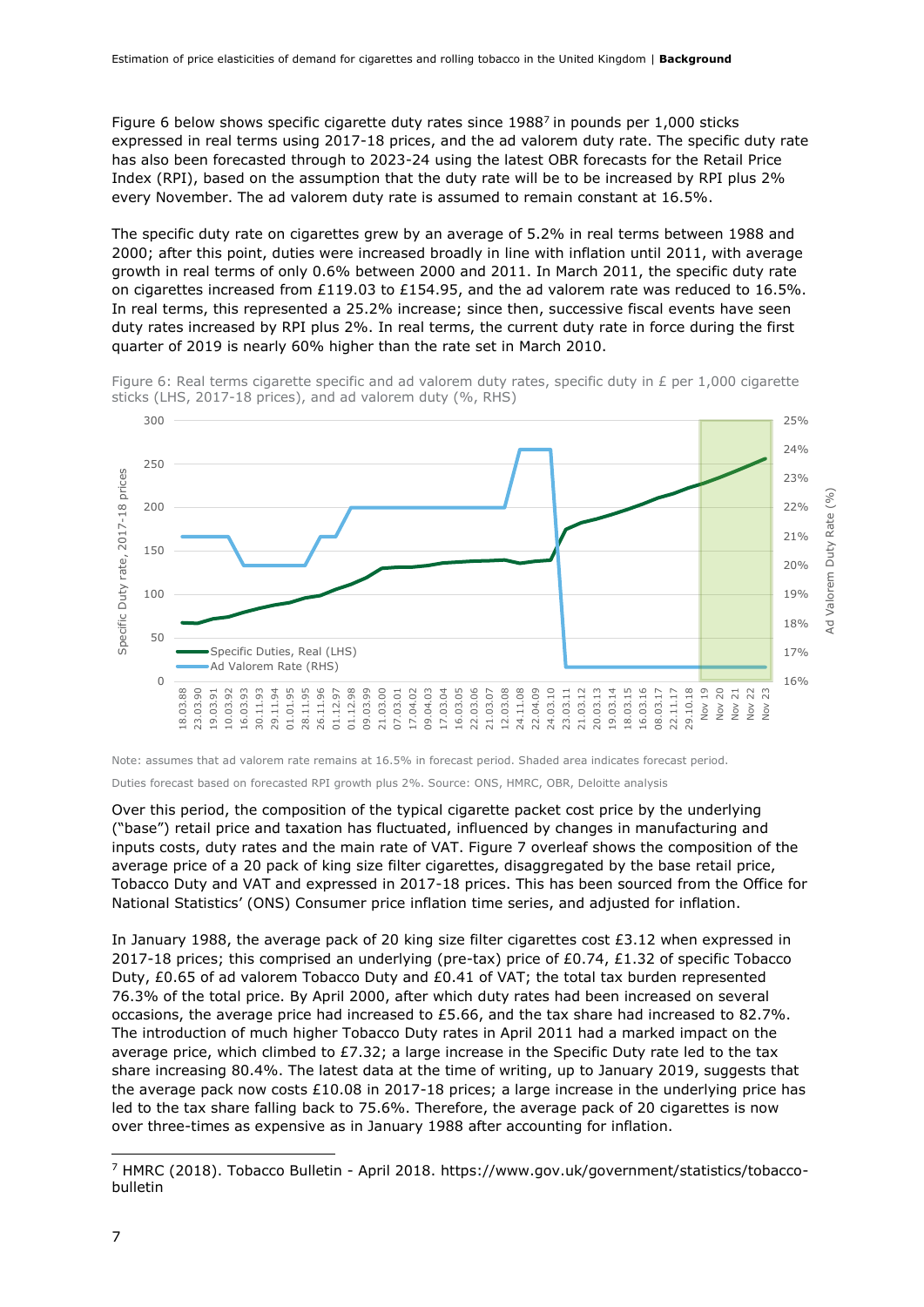Figure 6 below shows specific cigarette duty rates since 1988[7] in pounds per 1,000 sticks expressed in real terms using 2017-18 prices, and the ad valorem duty rate. The specific duty rate has also been forecasted through to 2023-24 using the latest OBR forecasts for the Retail Price Index (RPI), based on the assumption that the duty rate will be to be increased by RPI plus 2% every November. The ad valorem duty rate is assumed to remain constant at 16.5%.

The specific duty rate on cigarettes grew by an average of 5.2% in real terms between 1988 and 2000; after this point, duties were increased broadly in line with inflation until 2011, with average growth in real terms of only 0.6% between 2000 and 2011. In March 2011, the specific duty rate on cigarettes increased from £119.03 to £154.95, and the ad valorem rate was reduced to 16.5%. In real terms, this represented a 25.2% increase; since then, successive fiscal events have seen duty rates increased by RPI plus 2%. In real terms, the current duty rate in force during the first quarter of 2019 is nearly 60% higher than the rate set in March 2010.

Figure 6: Real terms cigarette specific and ad valorem duty rates, specific duty in £ per 1,000 cigarette sticks (LHS, 2017-18 prices), and ad valorem duty (%, RHS)

Note: assumes that ad valorem rate remains at 16.5% in forecast period. Shaded area indicates forecast period.

Duties forecast based on forecasted RPI growth plus 2%. Source: ONS, HMRC, OBR, Deloitte analysis

Over this period, the composition of the typical cigarette packet cost price by the underlying ("base") retail price and taxation has fluctuated, influenced by changes in manufacturing and inputs costs, duty rates and the main rate of VAT. Figure 7 overleaf shows the composition of the average price of a 20 pack of king size filter cigarettes, disaggregated by the base retail price, Tobacco Duty and VAT and expressed in 2017-18 prices. This has been sourced from the Office for National Statistics' (ONS) Consumer price inflation time series, and adjusted for inflation.

In January 1988, the average pack of 20 king size filter cigarettes cost £3.12 when expressed in 2017-18 prices; this comprised an underlying (pre-tax) price of £0.74, £1.32 of specific Tobacco Duty, £0.65 of ad valorem Tobacco Duty and £0.41 of VAT; the total tax burden represented 76.3% of the total price. By April 2000, after which duty rates had been increased on several occasions, the average price had increased to £5.66, and the tax share had increased to 82.7%. The introduction of much higher Tobacco Duty rates in April 2011 had a marked impact on the average price, which climbed to £7.32; a large increase in the Specific Duty rate led to the tax share increasing 80.4%. The latest data at the time of writing, up to January 2019, suggests that the average pack now costs £10.08 in 2017-18 prices; a large increase in the underlying price has led to the tax share falling back to 75.6%. Therefore, the average pack of 20 cigarettes is now over three-times as expensive as in January 1988 after accounting for inflation.

[7] HMRC (2018). Tobacco Bulletin - April 2018. https://www.gov.uk/government/statistics/tobacco-bulletin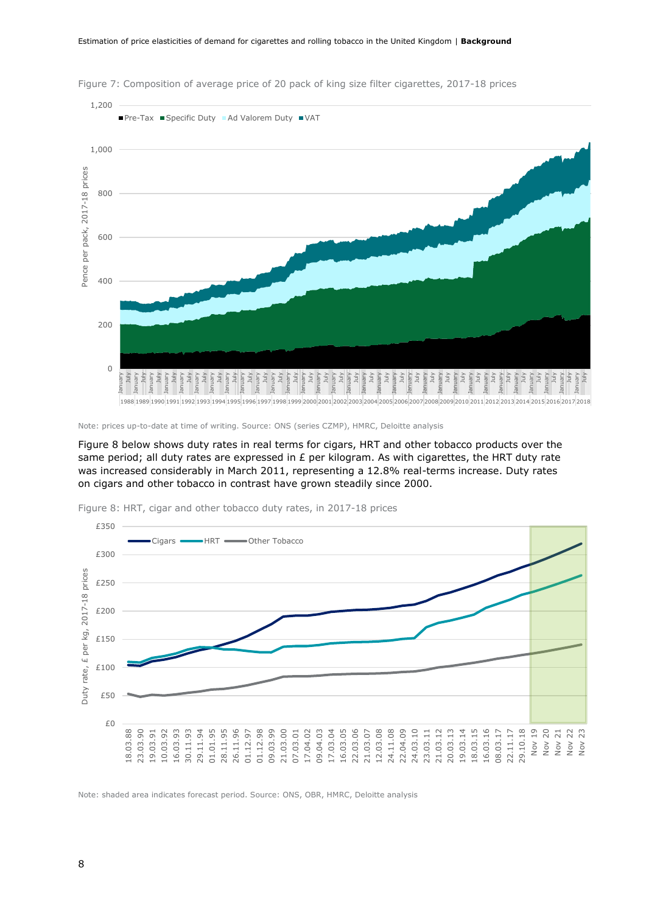Figure 7: Composition of average price of 20 pack of king size filter cigarettes, 2017-18 prices

Note: prices up-to-date at time of writing. Source: ONS (series CZMP), HMRC, Deloitte analysis

Figure 8 below shows duty rates in real terms for cigars, HRT and other tobacco products over the same period; all duty rates are expressed in £ per kilogram. As with cigarettes, the HRT duty rate was increased considerably in March 2011, representing a 12.8% real-terms increase. Duty rates on cigars and other tobacco in contrast have grown steadily since 2000.

Figure 8: HRT, cigar and other tobacco duty rates, in 2017-18 prices

Note: shaded area indicates forecast period. Source: ONS, OBR, HMRC, Deloitte analysis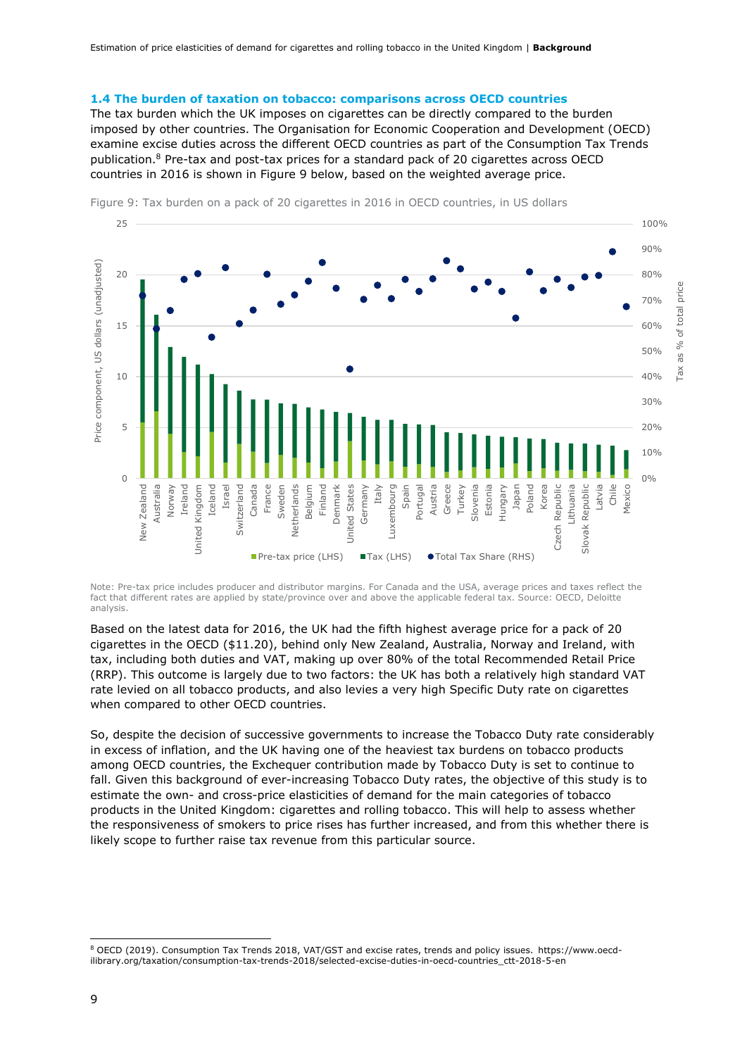### 1.4 The burden of taxation on tobacco: comparisons across OECD countries

The tax burden which the UK imposes on cigarettes can be directly compared to the burden imposed by other countries. The Organisation for Economic Cooperation and Development (OECD) examine excise duties across the different OECD countries as part of the Consumption Tax Trends publication.[8] Pre-tax and post-tax prices for a standard pack of 20 cigarettes across OECD countries in 2016 is shown in Figure 9 below, based on the weighted average price.

Figure 9: Tax burden on a pack of 20 cigarettes in 2016 in OECD countries, in US dollars

Note: Pre-tax price includes producer and distributor margins. For Canada and the USA, average prices and taxes reflect the fact that different rates are applied by state/province over and above the applicable federal tax. Source: OECD, Deloitte analysis.

Based on the latest data for 2016, the UK had the fifth highest average price for a pack of 20 cigarettes in the OECD ($11.20), behind only New Zealand, Australia, Norway and Ireland, with tax, including both duties and VAT, making up over 80% of the total Recommended Retail Price (RRP). This outcome is largely due to two factors: the UK has both a relatively high standard VAT rate levied on all tobacco products, and also levies a very high Specific Duty rate on cigarettes when compared to other OECD countries.

So, despite the decision of successive governments to increase the Tobacco Duty rate considerably in excess of inflation, and the UK having one of the heaviest tax burdens on tobacco products among OECD countries, the Exchequer contribution made by Tobacco Duty is set to continue to fall. Given this background of ever-increasing Tobacco Duty rates, the objective of this study is to estimate the own- and cross-price elasticities of demand for the main categories of tobacco products in the United Kingdom: cigarettes and rolling tobacco. This will help to assess whether the responsiveness of smokers to price rises has further increased, and from this whether there is likely scope to further raise tax revenue from this particular source.

[8] OECD (2019). Consumption Tax Trends 2018, VAT/GST and excise rates, trends and policy issues. https://www.oecd-ilibrary.org/taxation/consumption-tax-trends-2018/selected-excise-duties-in-oecd-countries_ctt-2018-5-en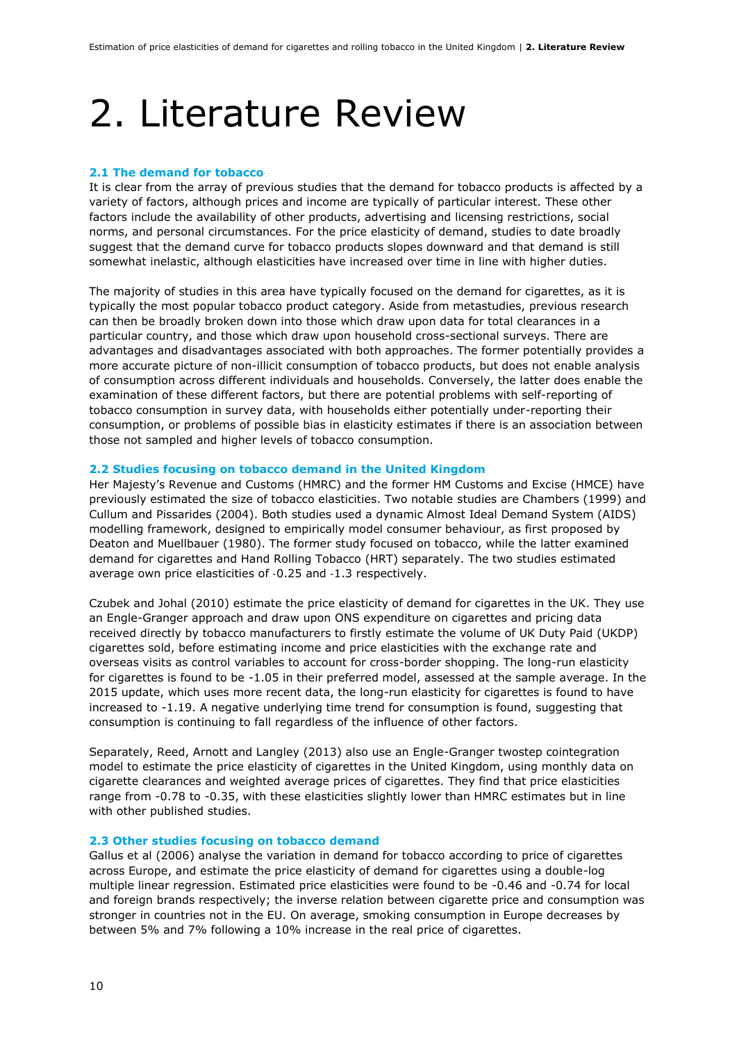# 2. Literature Review

### 2.1 The demand for tobacco

It is clear from the array of previous studies that the demand for tobacco products is affected by a variety of factors, although prices and income are typically of particular interest. These other factors include the availability of other products, advertising and licensing restrictions, social norms, and personal circumstances. For the price elasticity of demand, studies to date broadly suggest that the demand curve for tobacco products slopes downward and that demand is still somewhat inelastic, although elasticities have increased over time in line with higher duties.

The majority of studies in this area have typically focused on the demand for cigarettes, as it is typically the most popular tobacco product category. Aside from metastudies, previous research can then be broadly broken down into those which draw upon data for total clearances in a particular country, and those which draw upon household cross-sectional surveys. There are advantages and disadvantages associated with both approaches. The former potentially provides a more accurate picture of non-illicit consumption of tobacco products, but does not enable analysis of consumption across different individuals and households. Conversely, the latter does enable the examination of these different factors, but there are potential problems with self-reporting of tobacco consumption in survey data, with households either potentially under-reporting their consumption, or problems of possible bias in elasticity estimates if there is an association between those not sampled and higher levels of tobacco consumption.

### 2.2 Studies focusing on tobacco demand in the United Kingdom

Her Majesty's Revenue and Customs (HMRC) and the former HM Customs and Excise (HMCE) have previously estimated the size of tobacco elasticities. Two notable studies are Chambers (1999) and Cullum and Pissarides (2004). Both studies used a dynamic Almost Ideal Demand System (AIDS) modelling framework, designed to empirically model consumer behaviour, as first proposed by Deaton and Muellbauer (1980). The former study focused on tobacco, while the latter examined demand for cigarettes and Hand Rolling Tobacco (HRT) separately. The two studies estimated average own price elasticities of -0.25 and -1.3 respectively.

Czubek and Johal (2010) estimate the price elasticity of demand for cigarettes in the UK. They use an Engle-Granger approach and draw upon ONS expenditure on cigarettes and pricing data received directly by tobacco manufacturers to firstly estimate the volume of UK Duty Paid (UKDP) cigarettes sold, before estimating income and price elasticities with the exchange rate and overseas visits as control variables to account for cross-border shopping. The long-run elasticity for cigarettes is found to be -1.05 in their preferred model, assessed at the sample average. In the 2015 update, which uses more recent data, the long-run elasticity for cigarettes is found to have increased to -1.19. A negative underlying time trend for consumption is found, suggesting that consumption is continuing to fall regardless of the influence of other factors.

Separately, Reed, Arnott and Langley (2013) also use an Engle-Granger twostep cointegration model to estimate the price elasticity of cigarettes in the United Kingdom, using monthly data on cigarette clearances and weighted average prices of cigarettes. They find that price elasticities range from -0.78 to -0.35, with these elasticities slightly lower than HMRC estimates but in line with other published studies.

### 2.3 Other studies focusing on tobacco demand

Gallus et al (2006) analyse the variation in demand for tobacco according to price of cigarettes across Europe, and estimate the price elasticity of demand for cigarettes using a double-log multiple linear regression. Estimated price elasticities were found to be -0.46 and -0.74 for local and foreign brands respectively; the inverse relation between cigarette price and consumption was stronger in countries not in the EU. On average, smoking consumption in Europe decreases by between 5% and 7% following a 10% increase in the real price of cigarettes.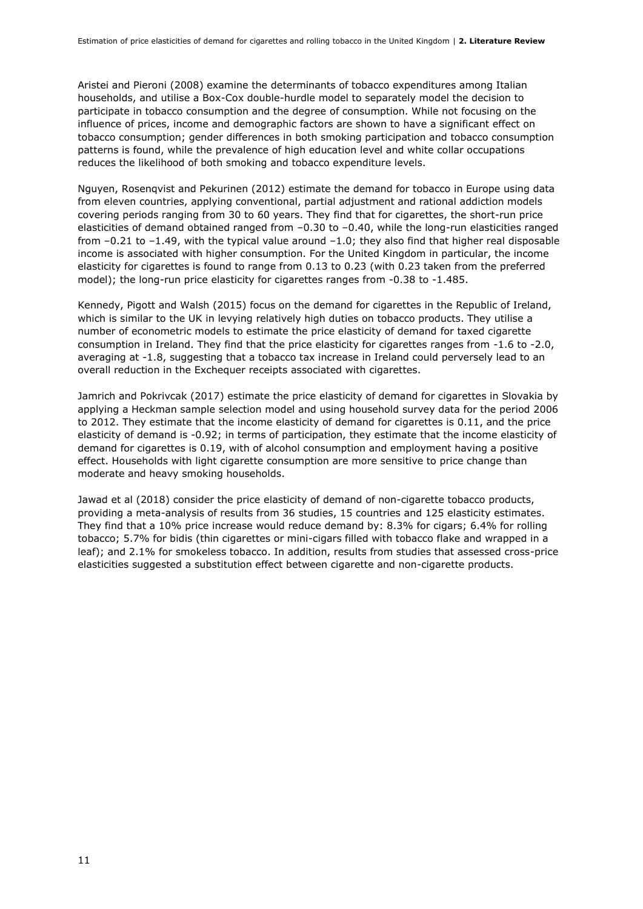Aristei and Pieroni (2008) examine the determinants of tobacco expenditures among Italian households, and utilise a Box-Cox double-hurdle model to separately model the decision to participate in tobacco consumption and the degree of consumption. While not focusing on the influence of prices, income and demographic factors are shown to have a significant effect on tobacco consumption; gender differences in both smoking participation and tobacco consumption patterns is found, while the prevalence of high education level and white collar occupations reduces the likelihood of both smoking and tobacco expenditure levels.

Nguyen, Rosenqvist and Pekurinen (2012) estimate the demand for tobacco in Europe using data from eleven countries, applying conventional, partial adjustment and rational addiction models covering periods ranging from 30 to 60 years. They find that for cigarettes, the short-run price elasticities of demand obtained ranged from –0.30 to –0.40, while the long-run elasticities ranged from –0.21 to –1.49, with the typical value around –1.0; they also find that higher real disposable income is associated with higher consumption. For the United Kingdom in particular, the income elasticity for cigarettes is found to range from 0.13 to 0.23 (with 0.23 taken from the preferred model); the long-run price elasticity for cigarettes ranges from -0.38 to -1.485.

Kennedy, Pigott and Walsh (2015) focus on the demand for cigarettes in the Republic of Ireland, which is similar to the UK in levying relatively high duties on tobacco products. They utilise a number of econometric models to estimate the price elasticity of demand for taxed cigarette consumption in Ireland. They find that the price elasticity for cigarettes ranges from -1.6 to -2.0, averaging at -1.8, suggesting that a tobacco tax increase in Ireland could perversely lead to an overall reduction in the Exchequer receipts associated with cigarettes.

Jamrich and Pokrivcak (2017) estimate the price elasticity of demand for cigarettes in Slovakia by applying a Heckman sample selection model and using household survey data for the period 2006 to 2012. They estimate that the income elasticity of demand for cigarettes is 0.11, and the price elasticity of demand is -0.92; in terms of participation, they estimate that the income elasticity of demand for cigarettes is 0.19, with of alcohol consumption and employment having a positive effect. Households with light cigarette consumption are more sensitive to price change than moderate and heavy smoking households.

Jawad et al (2018) consider the price elasticity of demand of non-cigarette tobacco products, providing a meta-analysis of results from 36 studies, 15 countries and 125 elasticity estimates. They find that a 10% price increase would reduce demand by: 8.3% for cigars; 6.4% for rolling tobacco; 5.7% for bidis (thin cigarettes or mini-cigars filled with tobacco flake and wrapped in a leaf); and 2.1% for smokeless tobacco. In addition, results from studies that assessed cross-price elasticities suggested a substitution effect between cigarette and non-cigarette products.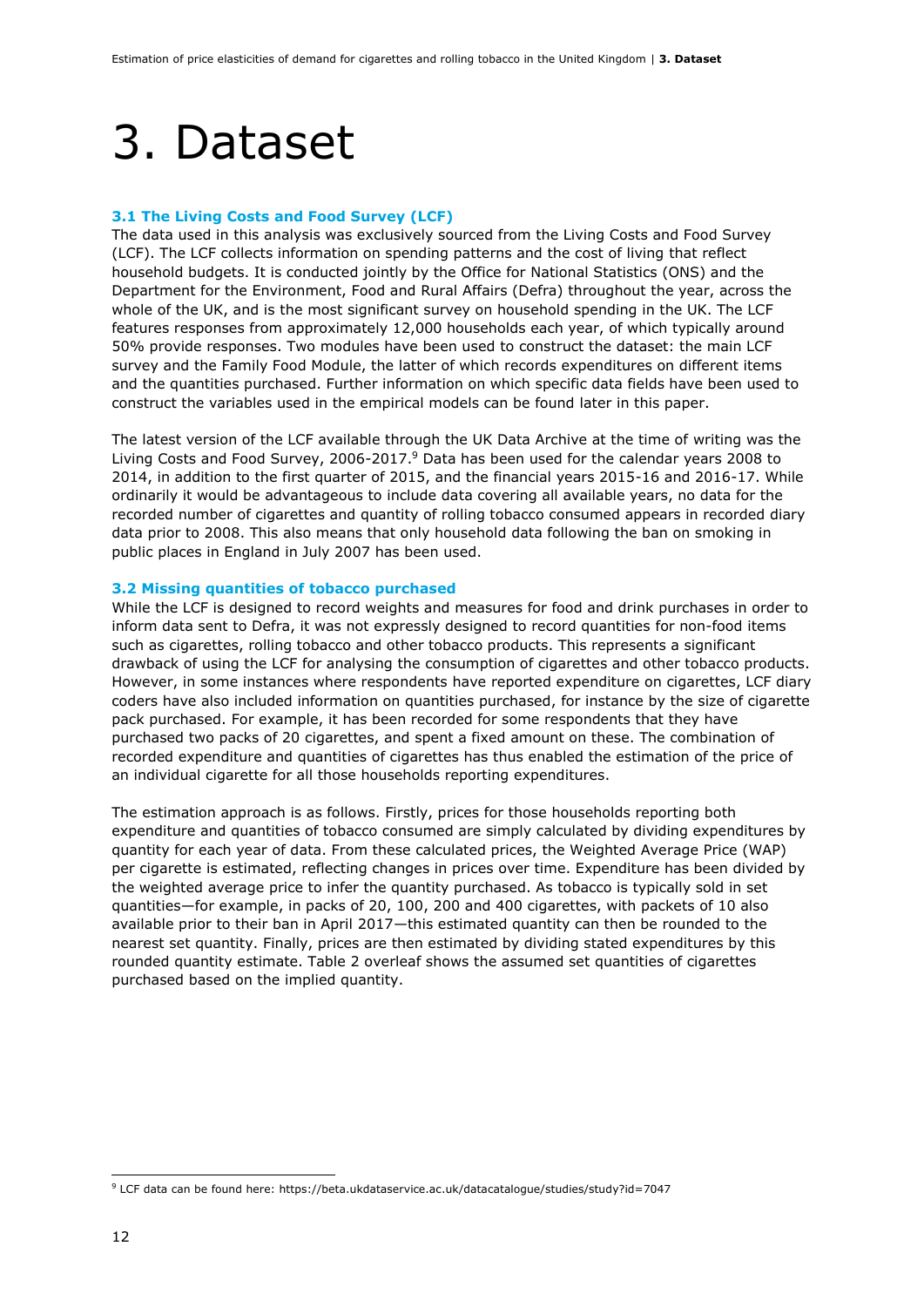# 3. Dataset

### 3.1 The Living Costs and Food Survey (LCF)

The data used in this analysis was exclusively sourced from the Living Costs and Food Survey (LCF). The LCF collects information on spending patterns and the cost of living that reflect household budgets. It is conducted jointly by the Office for National Statistics (ONS) and the Department for the Environment, Food and Rural Affairs (Defra) throughout the year, across the whole of the UK, and is the most significant survey on household spending in the UK. The LCF features responses from approximately 12,000 households each year, of which typically around 50% provide responses. Two modules have been used to construct the dataset: the main LCF survey and the Family Food Module, the latter of which records expenditures on different items and the quantities purchased. Further information on which specific data fields have been used to construct the variables used in the empirical models can be found later in this paper.

The latest version of the LCF available through the UK Data Archive at the time of writing was the Living Costs and Food Survey, 2006-2017.[9] Data has been used for the calendar years 2008 to 2014, in addition to the first quarter of 2015, and the financial years 2015-16 and 2016-17. While ordinarily it would be advantageous to include data covering all available years, no data for the recorded number of cigarettes and quantity of rolling tobacco consumed appears in recorded diary data prior to 2008. This also means that only household data following the ban on smoking in public places in England in July 2007 has been used.

### 3.2 Missing quantities of tobacco purchased

While the LCF is designed to record weights and measures for food and drink purchases in order to inform data sent to Defra, it was not expressly designed to record quantities for non-food items such as cigarettes, rolling tobacco and other tobacco products. This represents a significant drawback of using the LCF for analysing the consumption of cigarettes and other tobacco products. However, in some instances where respondents have reported expenditure on cigarettes, LCF diary coders have also included information on quantities purchased, for instance by the size of cigarette pack purchased. For example, it has been recorded for some respondents that they have purchased two packs of 20 cigarettes, and spent a fixed amount on these. The combination of recorded expenditure and quantities of cigarettes has thus enabled the estimation of the price of an individual cigarette for all those households reporting expenditures.

The estimation approach is as follows. Firstly, prices for those households reporting both expenditure and quantities of tobacco consumed are simply calculated by dividing expenditures by quantity for each year of data. From these calculated prices, the Weighted Average Price (WAP) per cigarette is estimated, reflecting changes in prices over time. Expenditure has been divided by the weighted average price to infer the quantity purchased. As tobacco is typically sold in set quantities—for example, in packs of 20, 100, 200 and 400 cigarettes, with packets of 10 also available prior to their ban in April 2017—this estimated quantity can then be rounded to the nearest set quantity. Finally, prices are then estimated by dividing stated expenditures by this rounded quantity estimate. Table 2 overleaf shows the assumed set quantities of cigarettes purchased based on the implied quantity.

[9] LCF data can be found here: https://beta.ukdataservice.ac.uk/datacatalogue/studies/study?id=7047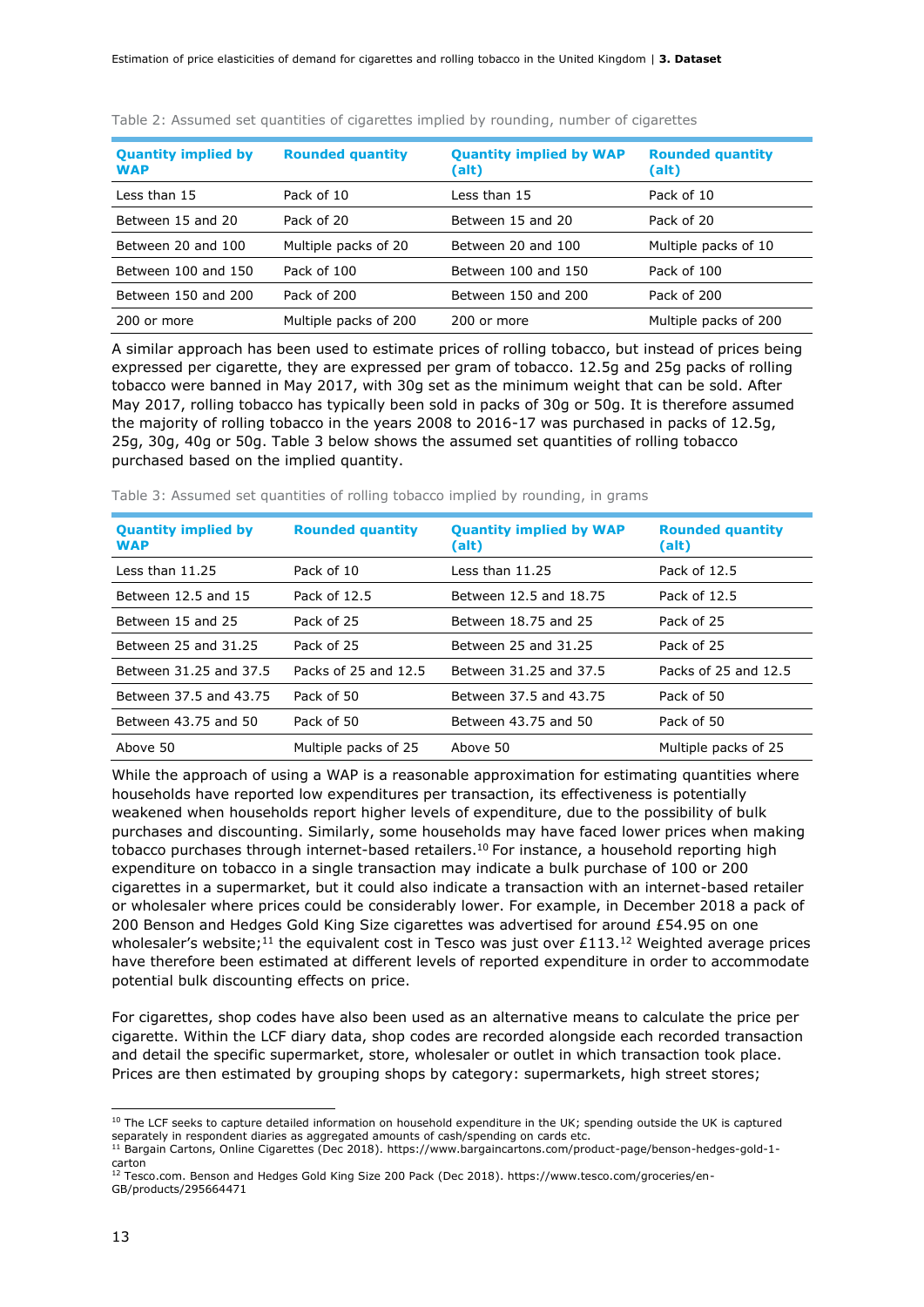Table 2: Assumed set quantities of cigarettes implied by rounding, number of cigarettes

| Quantity implied by WAP | Rounded quantity | Quantity implied by WAP (alt) | Rounded quantity (alt) |
|---|---|---|---|
| Less than 15 | Pack of 10 | Less than 15 | Pack of 10 |
| Between 15 and 20 | Pack of 20 | Between 15 and 20 | Pack of 20 |
| Between 20 and 100 | Multiple packs of 20 | Between 20 and 100 | Multiple packs of 10 |
| Between 100 and 150 | Pack of 100 | Between 100 and 150 | Pack of 100 |
| Between 150 and 200 | Pack of 200 | Between 150 and 200 | Pack of 200 |
| 200 or more | Multiple packs of 200 | 200 or more | Multiple packs of 200 |

A similar approach has been used to estimate prices of rolling tobacco, but instead of prices being expressed per cigarette, they are expressed per gram of tobacco. 12.5g and 25g packs of rolling tobacco were banned in May 2017, with 30g set as the minimum weight that can be sold. After May 2017, rolling tobacco has typically been sold in packs of 30g or 50g. It is therefore assumed the majority of rolling tobacco in the years 2008 to 2016-17 was purchased in packs of 12.5g, 25g, 30g, 40g or 50g. Table 3 below shows the assumed set quantities of rolling tobacco purchased based on the implied quantity.

Table 3: Assumed set quantities of rolling tobacco implied by rounding, in grams

| Quantity implied by WAP | Rounded quantity | Quantity implied by WAP (alt) | Rounded quantity (alt) |
|---|---|---|---|
| Less than 11.25 | Pack of 10 | Less than 11.25 | Pack of 12.5 |
| Between 12.5 and 15 | Pack of 12.5 | Between 12.5 and 18.75 | Pack of 12.5 |
| Between 15 and 25 | Pack of 25 | Between 18.75 and 25 | Pack of 25 |
| Between 25 and 31.25 | Pack of 25 | Between 25 and 31.25 | Pack of 25 |
| Between 31.25 and 37.5 | Packs of 25 and 12.5 | Between 31.25 and 37.5 | Packs of 25 and 12.5 |
| Between 37.5 and 43.75 | Pack of 50 | Between 37.5 and 43.75 | Pack of 50 |
| Between 43.75 and 50 | Pack of 50 | Between 43.75 and 50 | Pack of 50 |
| Above 50 | Multiple packs of 25 | Above 50 | Multiple packs of 25 |

While the approach of using a WAP is a reasonable approximation for estimating quantities where households have reported low expenditures per transaction, its effectiveness is potentially weakened when households report higher levels of expenditure, due to the possibility of bulk purchases and discounting. Similarly, some households may have faced lower prices when making tobacco purchases through internet-based retailers.[10] For instance, a household reporting high expenditure on tobacco in a single transaction may indicate a bulk purchase of 100 or 200 cigarettes in a supermarket, but it could also indicate a transaction with an internet-based retailer or wholesaler where prices could be considerably lower. For example, in December 2018 a pack of 200 Benson and Hedges Gold King Size cigarettes was advertised for around £54.95 on one wholesaler's website;[11] the equivalent cost in Tesco was just over £113.[12] Weighted average prices have therefore been estimated at different levels of reported expenditure in order to accommodate potential bulk discounting effects on price.

For cigarettes, shop codes have also been used as an alternative means to calculate the price per cigarette. Within the LCF diary data, shop codes are recorded alongside each recorded transaction and detail the specific supermarket, store, wholesaler or outlet in which transaction took place. Prices are then estimated by grouping shops by category: supermarkets, high street stores;

[10] The LCF seeks to capture detailed information on household expenditure in the UK; spending outside the UK is captured separately in respondent diaries as aggregated amounts of cash/spending on cards etc.

[11] Bargain Cartons, Online Cigarettes (Dec 2018). https://www.bargaincartons.com/product-page/benson-hedges-gold-1-carton

[12] Tesco.com. Benson and Hedges Gold King Size 200 Pack (Dec 2018). https://www.tesco.com/groceries/en-GB/products/295664471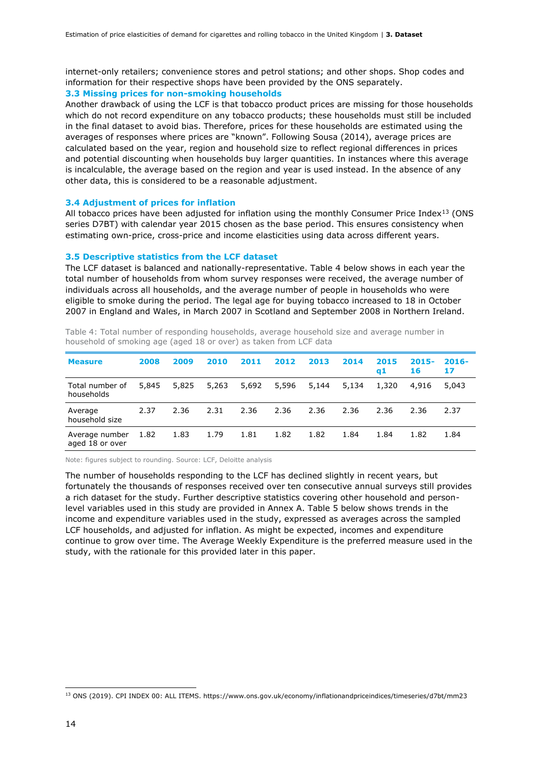internet-only retailers; convenience stores and petrol stations; and other shops. Shop codes and information for their respective shops have been provided by the ONS separately.

### 3.3 Missing prices for non-smoking households

Another drawback of using the LCF is that tobacco product prices are missing for those households which do not record expenditure on any tobacco products; these households must still be included in the final dataset to avoid bias. Therefore, prices for these households are estimated using the averages of responses where prices are "known". Following Sousa (2014), average prices are calculated based on the year, region and household size to reflect regional differences in prices and potential discounting when households buy larger quantities. In instances where this average is incalculable, the average based on the region and year is used instead. In the absence of any other data, this is considered to be a reasonable adjustment.

### 3.4 Adjustment of prices for inflation

All tobacco prices have been adjusted for inflation using the monthly Consumer Price Index[13] (ONS series D7BT) with calendar year 2015 chosen as the base period. This ensures consistency when estimating own-price, cross-price and income elasticities using data across different years.

### 3.5 Descriptive statistics from the LCF dataset

The LCF dataset is balanced and nationally-representative. Table 4 below shows in each year the total number of households from whom survey responses were received, the average number of individuals across all households, and the average number of people in households who were eligible to smoke during the period. The legal age for buying tobacco increased to 18 in October 2007 in England and Wales, in March 2007 in Scotland and September 2008 in Northern Ireland.

Table 4: Total number of responding households, average household size and average number in household of smoking age (aged 18 or over) as taken from LCF data

| Measure | 2008 | 2009 | 2010 | 2011 | 2012 | 2013 | 2014 | 2015 q1 | 2015-16 | 2016-17 |
|---|---|---|---|---|---|---|---|---|---|---|
| Total number of households | 5,845 | 5,825 | 5,263 | 5,692 | 5,596 | 5,144 | 5,134 | 1,320 | 4,916 | 5,043 |
| Average household size | 2.37 | 2.36 | 2.31 | 2.36 | 2.36 | 2.36 | 2.36 | 2.36 | 2.36 | 2.37 |
| Average number aged 18 or over | 1.82 | 1.83 | 1.79 | 1.81 | 1.82 | 1.82 | 1.84 | 1.84 | 1.82 | 1.84 |

Note: figures subject to rounding. Source: LCF, Deloitte analysis

The number of households responding to the LCF has declined slightly in recent years, but fortunately the thousands of responses received over ten consecutive annual surveys still provides a rich dataset for the study. Further descriptive statistics covering other household and person-level variables used in this study are provided in Annex A. Table 5 below shows trends in the income and expenditure variables used in the study, expressed as averages across the sampled LCF households, and adjusted for inflation. As might be expected, incomes and expenditure continue to grow over time. The Average Weekly Expenditure is the preferred measure used in the study, with the rationale for this provided later in this paper.

[13] ONS (2019). CPI INDEX 00: ALL ITEMS. https://www.ons.gov.uk/economy/inflationandpriceindices/timeseries/d7bt/mm23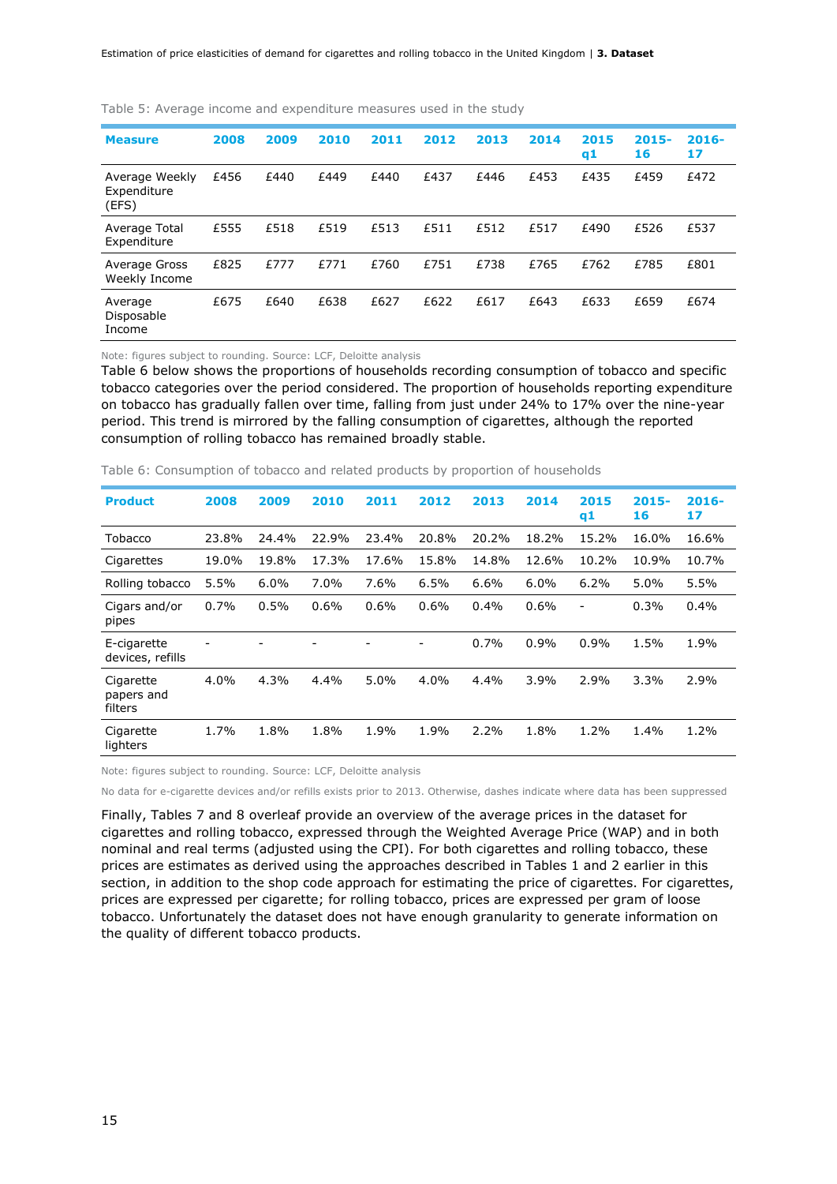Table 5: Average income and expenditure measures used in the study

| Measure | 2008 | 2009 | 2010 | 2011 | 2012 | 2013 | 2014 | 2015 q1 | 2015-16 | 2016-17 |
|---|---|---|---|---|---|---|---|---|---|---|
| Average Weekly Expenditure (EFS) | £456 | £440 | £449 | £440 | £437 | £446 | £453 | £435 | £459 | £472 |
| Average Total Expenditure | £555 | £518 | £519 | £513 | £511 | £512 | £517 | £490 | £526 | £537 |
| Average Gross Weekly Income | £825 | £777 | £771 | £760 | £751 | £738 | £765 | £762 | £785 | £801 |
| Average Disposable Income | £675 | £640 | £638 | £627 | £622 | £617 | £643 | £633 | £659 | £674 |

Note: figures subject to rounding. Source: LCF, Deloitte analysis

Table 6 below shows the proportions of households recording consumption of tobacco and specific tobacco categories over the period considered. The proportion of households reporting expenditure on tobacco has gradually fallen over time, falling from just under 24% to 17% over the nine-year period. This trend is mirrored by the falling consumption of cigarettes, although the reported consumption of rolling tobacco has remained broadly stable.

Table 6: Consumption of tobacco and related products by proportion of households

| Product | 2008 | 2009 | 2010 | 2011 | 2012 | 2013 | 2014 | 2015 q1 | 2015-16 | 2016-17 |
|---|---|---|---|---|---|---|---|---|---|---|
| Tobacco | 23.8% | 24.4% | 22.9% | 23.4% | 20.8% | 20.2% | 18.2% | 15.2% | 16.0% | 16.6% |
| Cigarettes | 19.0% | 19.8% | 17.3% | 17.6% | 15.8% | 14.8% | 12.6% | 10.2% | 10.9% | 10.7% |
| Rolling tobacco | 5.5% | 6.0% | 7.0% | 7.6% | 6.5% | 6.6% | 6.0% | 6.2% | 5.0% | 5.5% |
| Cigars and/or pipes | 0.7% | 0.5% | 0.6% | 0.6% | 0.6% | 0.4% | 0.6% | - | 0.3% | 0.4% |
| E-cigarette devices, refills | - | - | - | - | - | 0.7% | 0.9% | 0.9% | 1.5% | 1.9% |
| Cigarette papers and filters | 4.0% | 4.3% | 4.4% | 5.0% | 4.0% | 4.4% | 3.9% | 2.9% | 3.3% | 2.9% |
| Cigarette lighters | 1.7% | 1.8% | 1.8% | 1.9% | 1.9% | 2.2% | 1.8% | 1.2% | 1.4% | 1.2% |

Note: figures subject to rounding. Source: LCF, Deloitte analysis

No data for e-cigarette devices and/or refills exists prior to 2013. Otherwise, dashes indicate where data has been suppressed

Finally, Tables 7 and 8 overleaf provide an overview of the average prices in the dataset for cigarettes and rolling tobacco, expressed through the Weighted Average Price (WAP) and in both nominal and real terms (adjusted using the CPI). For both cigarettes and rolling tobacco, these prices are estimates as derived using the approaches described in Tables 1 and 2 earlier in this section, in addition to the shop code approach for estimating the price of cigarettes. For cigarettes, prices are expressed per cigarette; for rolling tobacco, prices are expressed per gram of loose tobacco. Unfortunately the dataset does not have enough granularity to generate information on the quality of different tobacco products.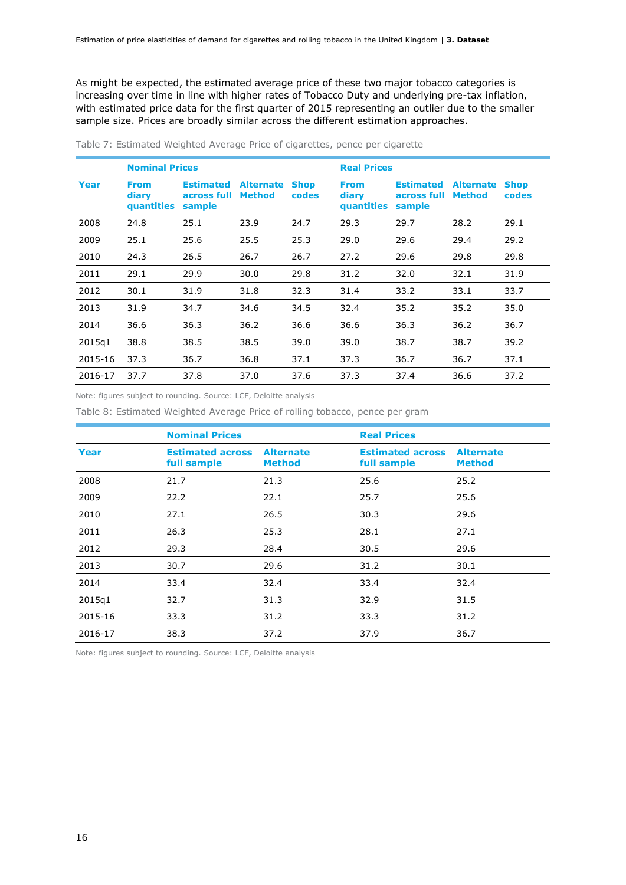As might be expected, the estimated average price of these two major tobacco categories is increasing over time in line with higher rates of Tobacco Duty and underlying pre-tax inflation, with estimated price data for the first quarter of 2015 representing an outlier due to the smaller sample size. Prices are broadly similar across the different estimation approaches.

Table 7: Estimated Weighted Average Price of cigarettes, pence per cigarette

| | Nominal Prices | | | | Real Prices | | | |
|---|---|---|---|---|---|---|---|---|
| Year | From diary quantities | Estimated across full sample | Alternate Method | Shop codes | From diary quantities | Estimated across full sample | Alternate Method | Shop codes |
| 2008 | 24.8 | 25.1 | 23.9 | 24.7 | 29.3 | 29.7 | 28.2 | 29.1 |
| 2009 | 25.1 | 25.6 | 25.5 | 25.3 | 29.0 | 29.6 | 29.4 | 29.2 |
| 2010 | 24.3 | 26.5 | 26.7 | 26.7 | 27.2 | 29.6 | 29.8 | 29.8 |
| 2011 | 29.1 | 29.9 | 30.0 | 29.8 | 31.2 | 32.0 | 32.1 | 31.9 |
| 2012 | 30.1 | 31.9 | 31.8 | 32.3 | 31.4 | 33.2 | 33.1 | 33.7 |
| 2013 | 31.9 | 34.7 | 34.6 | 34.5 | 32.4 | 35.2 | 35.2 | 35.0 |
| 2014 | 36.6 | 36.3 | 36.2 | 36.6 | 36.6 | 36.3 | 36.2 | 36.7 |
| 2015q1 | 38.8 | 38.5 | 38.5 | 39.0 | 39.0 | 38.7 | 38.7 | 39.2 |
| 2015-16 | 37.3 | 36.7 | 36.8 | 37.1 | 37.3 | 36.7 | 36.7 | 37.1 |
| 2016-17 | 37.7 | 37.8 | 37.0 | 37.6 | 37.3 | 37.4 | 36.6 | 37.2 |

Note: figures subject to rounding. Source: LCF, Deloitte analysis

Table 8: Estimated Weighted Average Price of rolling tobacco, pence per gram

| | Nominal Prices | | Real Prices | |
|---|---|---|---|---|
| Year | Estimated across full sample | Alternate Method | Estimated across full sample | Alternate Method |
| 2008 | 21.7 | 21.3 | 25.6 | 25.2 |
| 2009 | 22.2 | 22.1 | 25.7 | 25.6 |
| 2010 | 27.1 | 26.5 | 30.3 | 29.6 |
| 2011 | 26.3 | 25.3 | 28.1 | 27.1 |
| 2012 | 29.3 | 28.4 | 30.5 | 29.6 |
| 2013 | 30.7 | 29.6 | 31.2 | 30.1 |
| 2014 | 33.4 | 32.4 | 33.4 | 32.4 |
| 2015q1 | 32.7 | 31.3 | 32.9 | 31.5 |
| 2015-16 | 33.3 | 31.2 | 33.3 | 31.2 |
| 2016-17 | 38.3 | 37.2 | 37.9 | 36.7 |

Note: figures subject to rounding. Source: LCF, Deloitte analysis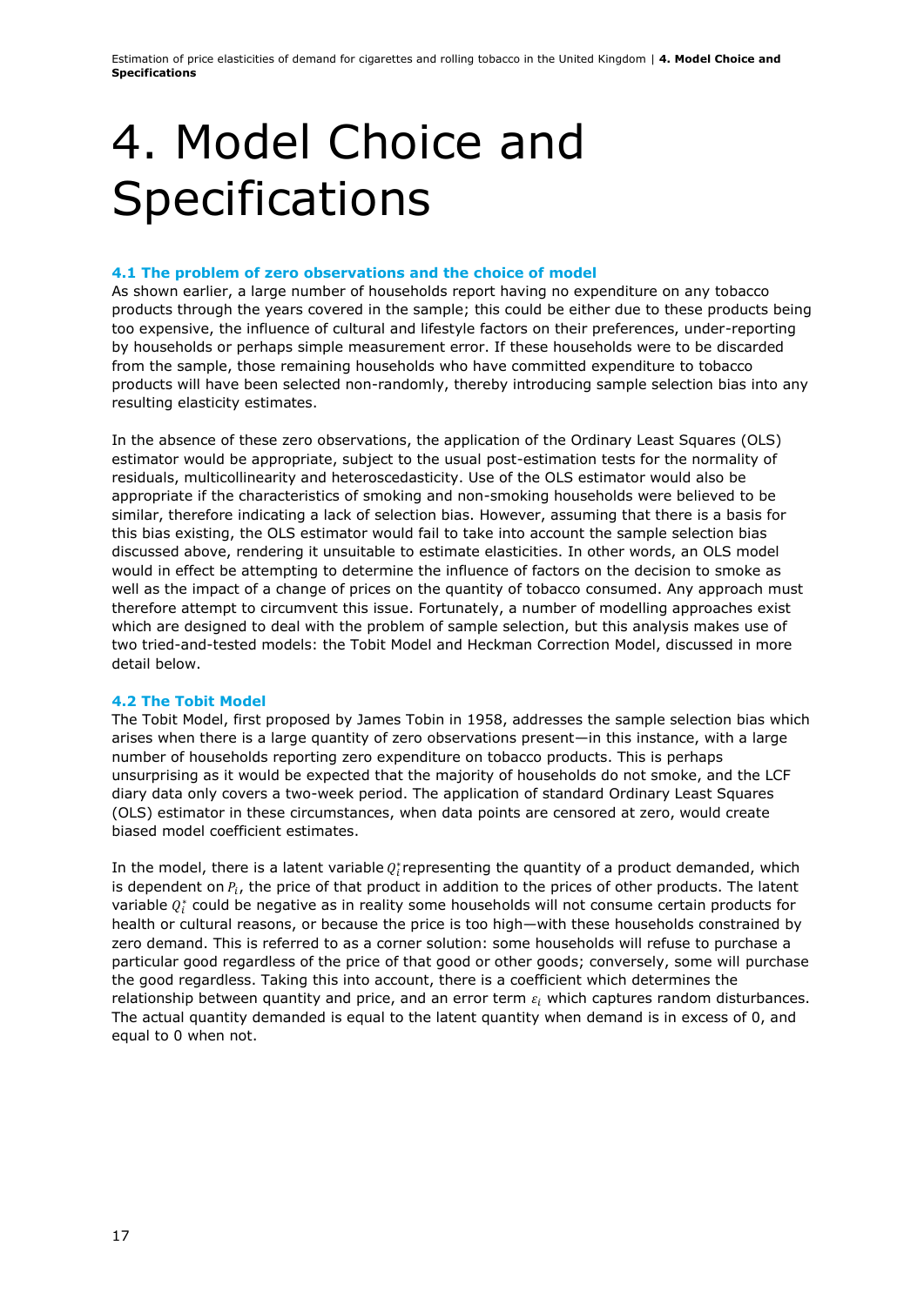# 4. Model Choice and Specifications

### 4.1 The problem of zero observations and the choice of model

As shown earlier, a large number of households report having no expenditure on any tobacco products through the years covered in the sample; this could be either due to these products being too expensive, the influence of cultural and lifestyle factors on their preferences, under-reporting by households or perhaps simple measurement error. If these households were to be discarded from the sample, those remaining households who have committed expenditure to tobacco products will have been selected non-randomly, thereby introducing sample selection bias into any resulting elasticity estimates.

In the absence of these zero observations, the application of the Ordinary Least Squares (OLS) estimator would be appropriate, subject to the usual post-estimation tests for the normality of residuals, multicollinearity and heteroscedasticity. Use of the OLS estimator would also be appropriate if the characteristics of smoking and non-smoking households were believed to be similar, therefore indicating a lack of selection bias. However, assuming that there is a basis for this bias existing, the OLS estimator would fail to take into account the sample selection bias discussed above, rendering it unsuitable to estimate elasticities. In other words, an OLS model would in effect be attempting to determine the influence of factors on the decision to smoke as well as the impact of a change of prices on the quantity of tobacco consumed. Any approach must therefore attempt to circumvent this issue. Fortunately, a number of modelling approaches exist which are designed to deal with the problem of sample selection, but this analysis makes use of two tried-and-tested models: the Tobit Model and Heckman Correction Model, discussed in more detail below.

### 4.2 The Tobit Model

The Tobit Model, first proposed by James Tobin in 1958, addresses the sample selection bias which arises when there is a large quantity of zero observations present—in this instance, with a large number of households reporting zero expenditure on tobacco products. This is perhaps unsurprising as it would be expected that the majority of households do not smoke, and the LCF diary data only covers a two-week period. The application of standard Ordinary Least Squares (OLS) estimator in these circumstances, when data points are censored at zero, would create biased model coefficient estimates.

In the model, there is a latent variable $Q_i^*$ representing the quantity of a product demanded, which is dependent on $P_i$, the price of that product in addition to the prices of other products. The latent variable $Q_i^*$ could be negative as in reality some households will not consume certain products for health or cultural reasons, or because the price is too high—with these households constrained by zero demand. This is referred to as a corner solution: some households will refuse to purchase a particular good regardless of the price of that good or other goods; conversely, some will purchase the good regardless. Taking this into account, there is a coefficient which determines the relationship between quantity and price, and an error term $\varepsilon_i$ which captures random disturbances. The actual quantity demanded is equal to the latent quantity when demand is in excess of 0, and equal to 0 when not.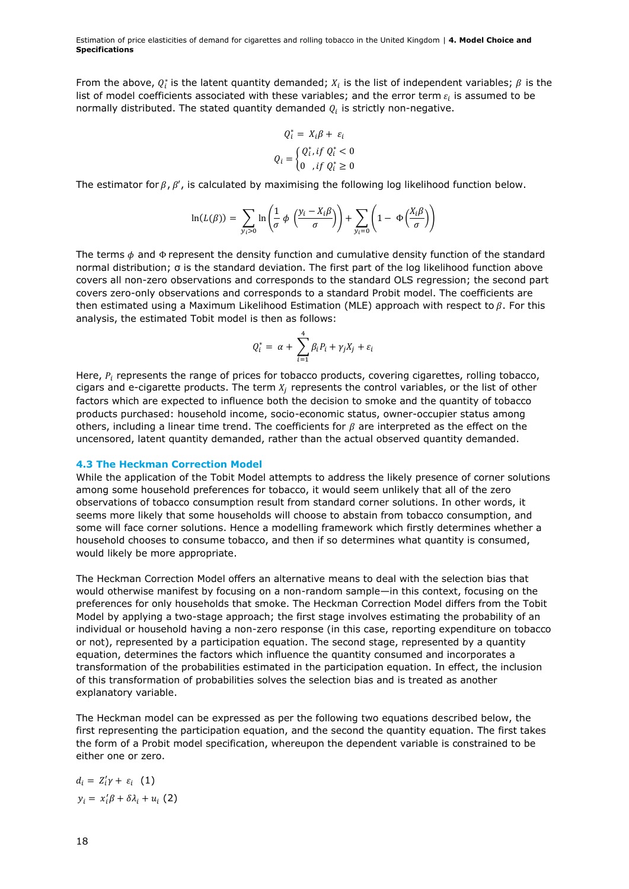From the above, $Q_i^*$ is the latent quantity demanded; $X_i$ is the list of independent variables; $\beta$ is the list of model coefficients associated with these variables; and the error term $\varepsilon_i$ is assumed to be normally distributed. The stated quantity demanded $Q_i$ is strictly non-negative.

$$Q_i^* = X_i\beta + \varepsilon_i$$

$$Q_i = \begin{cases} Q_i^*, if\ Q_i^* < 0 \\ 0 \quad , if\ Q_i^* \geq 0 \end{cases}$$

The estimator for $\beta$, $\beta'$, is calculated by maximising the following log likelihood function below.

$$\ln(L(\beta)) = \sum_{y_i > 0} \ln\left(\frac{1}{\sigma}\,\phi\left(\frac{y_i - X_i\beta}{\sigma}\right)\right) + \sum_{y_i = 0}\left(1 - \Phi\left(\frac{X_i\beta}{\sigma}\right)\right)$$

The terms $\phi$ and $\Phi$ represent the density function and cumulative density function of the standard normal distribution; σ is the standard deviation. The first part of the log likelihood function above covers all non-zero observations and corresponds to the standard OLS regression; the second part covers zero-only observations and corresponds to a standard Probit model. The coefficients are then estimated using a Maximum Likelihood Estimation (MLE) approach with respect to $\beta$. For this analysis, the estimated Tobit model is then as follows:

$$Q_i^* = \alpha + \sum_{i=1}^{4} \beta_i P_i + \gamma_j X_j + \varepsilon_i$$

Here, $P_i$ represents the range of prices for tobacco products, covering cigarettes, rolling tobacco, cigars and e-cigarette products. The term $X_j$ represents the control variables, or the list of other factors which are expected to influence both the decision to smoke and the quantity of tobacco products purchased: household income, socio-economic status, owner-occupier status among others, including a linear time trend. The coefficients for $\beta$ are interpreted as the effect on the uncensored, latent quantity demanded, rather than the actual observed quantity demanded.

### 4.3 The Heckman Correction Model

While the application of the Tobit Model attempts to address the likely presence of corner solutions among some household preferences for tobacco, it would seem unlikely that all of the zero observations of tobacco consumption result from standard corner solutions. In other words, it seems more likely that some households will choose to abstain from tobacco consumption, and some will face corner solutions. Hence a modelling framework which firstly determines whether a household chooses to consume tobacco, and then if so determines what quantity is consumed, would likely be more appropriate.

The Heckman Correction Model offers an alternative means to deal with the selection bias that would otherwise manifest by focusing on a non-random sample—in this context, focusing on the preferences for only households that smoke. The Heckman Correction Model differs from the Tobit Model by applying a two-stage approach; the first stage involves estimating the probability of an individual or household having a non-zero response (in this case, reporting expenditure on tobacco or not), represented by a participation equation. The second stage, represented by a quantity equation, determines the factors which influence the quantity consumed and incorporates a transformation of the probabilities estimated in the participation equation. In effect, the inclusion of this transformation of probabilities solves the selection bias and is treated as another explanatory variable.

The Heckman model can be expressed as per the following two equations described below, the first representing the participation equation, and the second the quantity equation. The first takes the form of a Probit model specification, whereupon the dependent variable is constrained to be either one or zero.

$$d_i = Z_i'\gamma + \varepsilon_i \quad (1)$$

$$y_i = x_i'\beta + \delta\lambda_i + u_i \quad (2)$$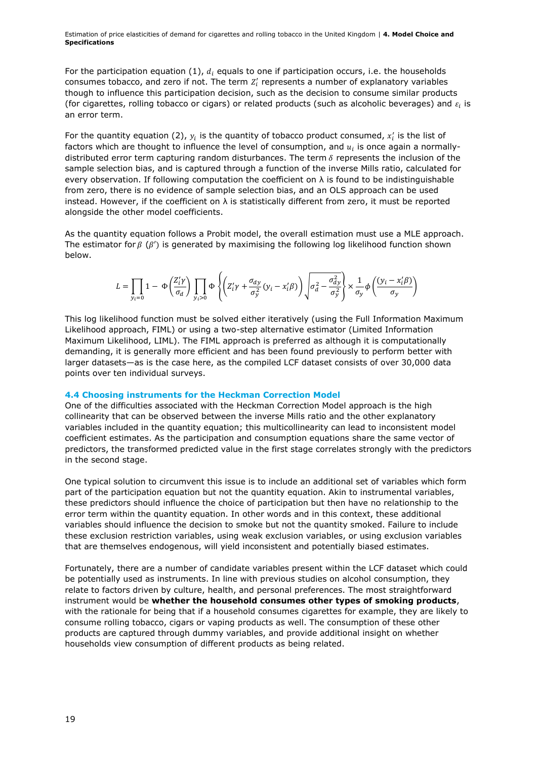For the participation equation (1), $d_i$ equals to one if participation occurs, i.e. the households consumes tobacco, and zero if not. The term $Z_i'$ represents a number of explanatory variables though to influence this participation decision, such as the decision to consume similar products (for cigarettes, rolling tobacco or cigars) or related products (such as alcoholic beverages) and $\varepsilon_i$ is an error term.

For the quantity equation (2), $y_i$ is the quantity of tobacco product consumed, $x_i'$ is the list of factors which are thought to influence the level of consumption, and $u_i$ is once again a normally-distributed error term capturing random disturbances. The term $\delta$ represents the inclusion of the sample selection bias, and is captured through a function of the inverse Mills ratio, calculated for every observation. If following computation the coefficient on λ is found to be indistinguishable from zero, there is no evidence of sample selection bias, and an OLS approach can be used instead. However, if the coefficient on λ is statistically different from zero, it must be reported alongside the other model coefficients.

As the quantity equation follows a Probit model, the overall estimation must use a MLE approach. The estimator for $\beta$ ($\beta'$) is generated by maximising the following log likelihood function shown below.

$$L = \prod_{y_i=0} 1 - \Phi\left(\frac{Z_i'\gamma}{\sigma_d}\right) \prod_{y_i>0} \Phi\left\{\left(Z_i'\gamma + \frac{\sigma_{dy}}{\sigma_y^2}(y_i - x_i'\beta)\right)\sqrt{\sigma_d^2 - \frac{\sigma_{dy}^2}{\sigma_y^2}}\right\} \times \frac{1}{\sigma_y}\phi\left(\frac{(y_i - x_i'\beta)}{\sigma_y}\right)$$

This log likelihood function must be solved either iteratively (using the Full Information Maximum Likelihood approach, FIML) or using a two-step alternative estimator (Limited Information Maximum Likelihood, LIML). The FIML approach is preferred as although it is computationally demanding, it is generally more efficient and has been found previously to perform better with larger datasets—as is the case here, as the compiled LCF dataset consists of over 30,000 data points over ten individual surveys.

### 4.4 Choosing instruments for the Heckman Correction Model

One of the difficulties associated with the Heckman Correction Model approach is the high collinearity that can be observed between the inverse Mills ratio and the other explanatory variables included in the quantity equation; this multicollinearity can lead to inconsistent model coefficient estimates. As the participation and consumption equations share the same vector of predictors, the transformed predicted value in the first stage correlates strongly with the predictors in the second stage.

One typical solution to circumvent this issue is to include an additional set of variables which form part of the participation equation but not the quantity equation. Akin to instrumental variables, these predictors should influence the choice of participation but then have no relationship to the error term within the quantity equation. In other words and in this context, these additional variables should influence the decision to smoke but not the quantity smoked. Failure to include these exclusion restriction variables, using weak exclusion variables, or using exclusion variables that are themselves endogenous, will yield inconsistent and potentially biased estimates.

Fortunately, there are a number of candidate variables present within the LCF dataset which could be potentially used as instruments. In line with previous studies on alcohol consumption, they relate to factors driven by culture, health, and personal preferences. The most straightforward instrument would be **whether the household consumes other types of smoking products**, with the rationale for being that if a household consumes cigarettes for example, they are likely to consume rolling tobacco, cigars or vaping products as well. The consumption of these other products are captured through dummy variables, and provide additional insight on whether households view consumption of different products as being related.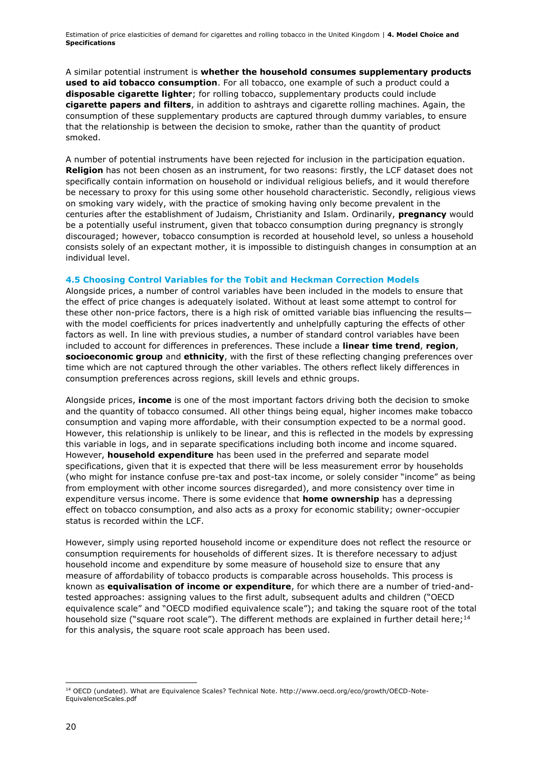A similar potential instrument is **whether the household consumes supplementary products used to aid tobacco consumption**. For all tobacco, one example of such a product could a **disposable cigarette lighter**; for rolling tobacco, supplementary products could include **cigarette papers and filters**, in addition to ashtrays and cigarette rolling machines. Again, the consumption of these supplementary products are captured through dummy variables, to ensure that the relationship is between the decision to smoke, rather than the quantity of product smoked.

A number of potential instruments have been rejected for inclusion in the participation equation. **Religion** has not been chosen as an instrument, for two reasons: firstly, the LCF dataset does not specifically contain information on household or individual religious beliefs, and it would therefore be necessary to proxy for this using some other household characteristic. Secondly, religious views on smoking vary widely, with the practice of smoking having only become prevalent in the centuries after the establishment of Judaism, Christianity and Islam. Ordinarily, **pregnancy** would be a potentially useful instrument, given that tobacco consumption during pregnancy is strongly discouraged; however, tobacco consumption is recorded at household level, so unless a household consists solely of an expectant mother, it is impossible to distinguish changes in consumption at an individual level.

### 4.5 Choosing Control Variables for the Tobit and Heckman Correction Models

Alongside prices, a number of control variables have been included in the models to ensure that the effect of price changes is adequately isolated. Without at least some attempt to control for these other non-price factors, there is a high risk of omitted variable bias influencing the results—with the model coefficients for prices inadvertently and unhelpfully capturing the effects of other factors as well. In line with previous studies, a number of standard control variables have been included to account for differences in preferences. These include a **linear time trend**, **region**, **socioeconomic group** and **ethnicity**, with the first of these reflecting changing preferences over time which are not captured through the other variables. The others reflect likely differences in consumption preferences across regions, skill levels and ethnic groups.

Alongside prices, **income** is one of the most important factors driving both the decision to smoke and the quantity of tobacco consumed. All other things being equal, higher incomes make tobacco consumption and vaping more affordable, with their consumption expected to be a normal good. However, this relationship is unlikely to be linear, and this is reflected in the models by expressing this variable in logs, and in separate specifications including both income and income squared. However, **household expenditure** has been used in the preferred and separate model specifications, given that it is expected that there will be less measurement error by households (who might for instance confuse pre-tax and post-tax income, or solely consider "income" as being from employment with other income sources disregarded), and more consistency over time in expenditure versus income. There is some evidence that **home ownership** has a depressing effect on tobacco consumption, and also acts as a proxy for economic stability; owner-occupier status is recorded within the LCF.

However, simply using reported household income or expenditure does not reflect the resource or consumption requirements for households of different sizes. It is therefore necessary to adjust household income and expenditure by some measure of household size to ensure that any measure of affordability of tobacco products is comparable across households. This process is known as **equivalisation of income or expenditure**, for which there are a number of tried-and-tested approaches: assigning values to the first adult, subsequent adults and children ("OECD equivalence scale" and "OECD modified equivalence scale"); and taking the square root of the total household size ("square root scale"). The different methods are explained in further detail here;[14] for this analysis, the square root scale approach has been used.

[14] OECD (undated). What are Equivalence Scales? Technical Note. http://www.oecd.org/eco/growth/OECD-Note-EquivalenceScales.pdf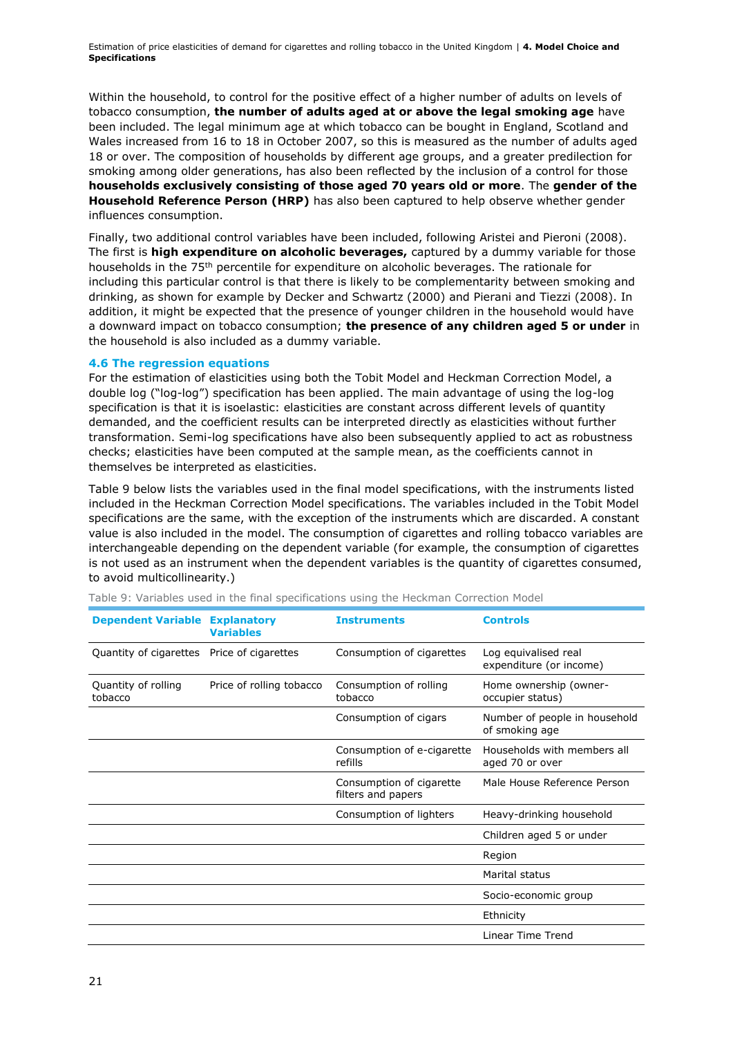Within the household, to control for the positive effect of a higher number of adults on levels of tobacco consumption, **the number of adults aged at or above the legal smoking age** have been included. The legal minimum age at which tobacco can be bought in England, Scotland and Wales increased from 16 to 18 in October 2007, so this is measured as the number of adults aged 18 or over. The composition of households by different age groups, and a greater predilection for smoking among older generations, has also been reflected by the inclusion of a control for those **households exclusively consisting of those aged 70 years old or more**. The **gender of the Household Reference Person (HRP)** has also been captured to help observe whether gender influences consumption.

Finally, two additional control variables have been included, following Aristei and Pieroni (2008). The first is **high expenditure on alcoholic beverages,** captured by a dummy variable for those households in the 75th percentile for expenditure on alcoholic beverages. The rationale for including this particular control is that there is likely to be complementarity between smoking and drinking, as shown for example by Decker and Schwartz (2000) and Pierani and Tiezzi (2008). In addition, it might be expected that the presence of younger children in the household would have a downward impact on tobacco consumption; **the presence of any children aged 5 or under** in the household is also included as a dummy variable.

### 4.6 The regression equations

For the estimation of elasticities using both the Tobit Model and Heckman Correction Model, a double log ("log-log") specification has been applied. The main advantage of using the log-log specification is that it is isoelastic: elasticities are constant across different levels of quantity demanded, and the coefficient results can be interpreted directly as elasticities without further transformation. Semi-log specifications have also been subsequently applied to act as robustness checks; elasticities have been computed at the sample mean, as the coefficients cannot in themselves be interpreted as elasticities.

Table 9 below lists the variables used in the final model specifications, with the instruments listed included in the Heckman Correction Model specifications. The variables included in the Tobit Model specifications are the same, with the exception of the instruments which are discarded. A constant value is also included in the model. The consumption of cigarettes and rolling tobacco variables are interchangeable depending on the dependent variable (for example, the consumption of cigarettes is not used as an instrument when the dependent variables is the quantity of cigarettes consumed, to avoid multicollinearity.)

Table 9: Variables used in the final specifications using the Heckman Correction Model

| Dependent Variable | Explanatory Variables | Instruments | Controls |
|---|---|---|---|
| Quantity of cigarettes | Price of cigarettes | Consumption of cigarettes | Log equivalised real expenditure (or income) |
| Quantity of rolling tobacco | Price of rolling tobacco | Consumption of rolling tobacco | Home ownership (owner-occupier status) |
| | | Consumption of cigars | Number of people in household of smoking age |
| | | Consumption of e-cigarette refills | Households with members all aged 70 or over |
| | | Consumption of cigarette filters and papers | Male House Reference Person |
| | | Consumption of lighters | Heavy-drinking household |
| | | | Children aged 5 or under |
| | | | Region |
| | | | Marital status |
| | | | Socio-economic group |
| | | | Ethnicity |
| | | | Linear Time Trend |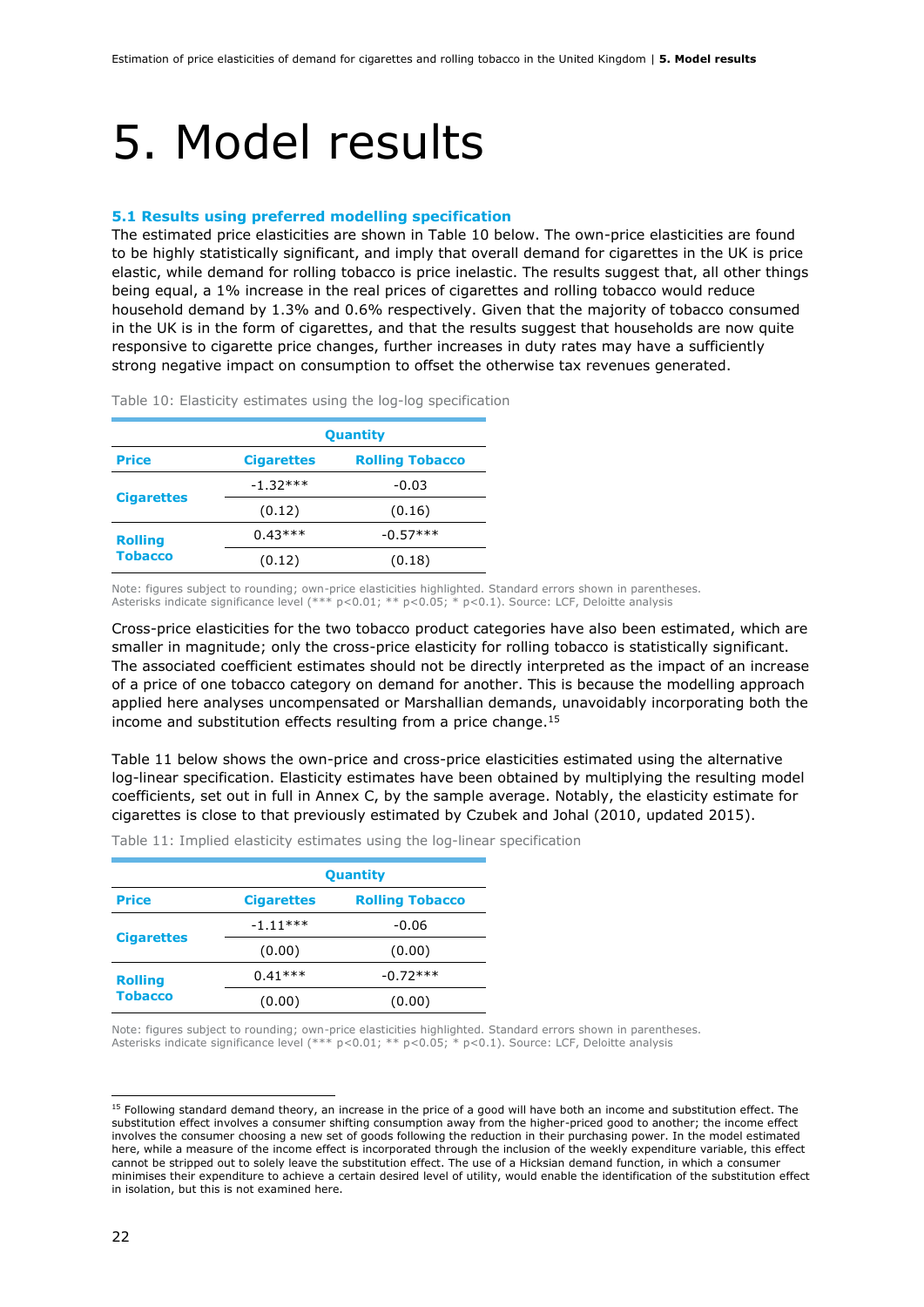# 5. Model results

### 5.1 Results using preferred modelling specification

The estimated price elasticities are shown in Table 10 below. The own-price elasticities are found to be highly statistically significant, and imply that overall demand for cigarettes in the UK is price elastic, while demand for rolling tobacco is price inelastic. The results suggest that, all other things being equal, a 1% increase in the real prices of cigarettes and rolling tobacco would reduce household demand by 1.3% and 0.6% respectively. Given that the majority of tobacco consumed in the UK is in the form of cigarettes, and that the results suggest that households are now quite responsive to cigarette price changes, further increases in duty rates may have a sufficiently strong negative impact on consumption to offset the otherwise tax revenues generated.

Table 10: Elasticity estimates using the log-log specification

| | Quantity | |
|---|---|---|
| **Price** | **Cigarettes** | **Rolling Tobacco** |
| **Cigarettes** | -1.32*** | -0.03 |
| | (0.12) | (0.16) |
| **Rolling Tobacco** | 0.43*** | -0.57*** |
| | (0.12) | (0.18) |

Note: figures subject to rounding; own-price elasticities highlighted. Standard errors shown in parentheses. Asterisks indicate significance level (*** p<0.01; ** p<0.05; * p<0.1). Source: LCF, Deloitte analysis

Cross-price elasticities for the two tobacco product categories have also been estimated, which are smaller in magnitude; only the cross-price elasticity for rolling tobacco is statistically significant. The associated coefficient estimates should not be directly interpreted as the impact of an increase of a price of one tobacco category on demand for another. This is because the modelling approach applied here analyses uncompensated or Marshallian demands, unavoidably incorporating both the income and substitution effects resulting from a price change.[15]

Table 11 below shows the own-price and cross-price elasticities estimated using the alternative log-linear specification. Elasticity estimates have been obtained by multiplying the resulting model coefficients, set out in full in Annex C, by the sample average. Notably, the elasticity estimate for cigarettes is close to that previously estimated by Czubek and Johal (2010, updated 2015).

Table 11: Implied elasticity estimates using the log-linear specification

| | Quantity | |
|---|---|---|
| **Price** | **Cigarettes** | **Rolling Tobacco** |
| **Cigarettes** | -1.11*** | -0.06 |
| | (0.00) | (0.00) |
| **Rolling Tobacco** | 0.41*** | -0.72*** |
| | (0.00) | (0.00) |

Note: figures subject to rounding; own-price elasticities highlighted. Standard errors shown in parentheses. Asterisks indicate significance level (*** p<0.01; ** p<0.05; * p<0.1). Source: LCF, Deloitte analysis

[15] Following standard demand theory, an increase in the price of a good will have both an income and substitution effect. The substitution effect involves a consumer shifting consumption away from the higher-priced good to another; the income effect involves the consumer choosing a new set of goods following the reduction in their purchasing power. In the model estimated here, while a measure of the income effect is incorporated through the inclusion of the weekly expenditure variable, this effect cannot be stripped out to solely leave the substitution effect. The use of a Hicksian demand function, in which a consumer minimises their expenditure to achieve a certain desired level of utility, would enable the identification of the substitution effect in isolation, but this is not examined here.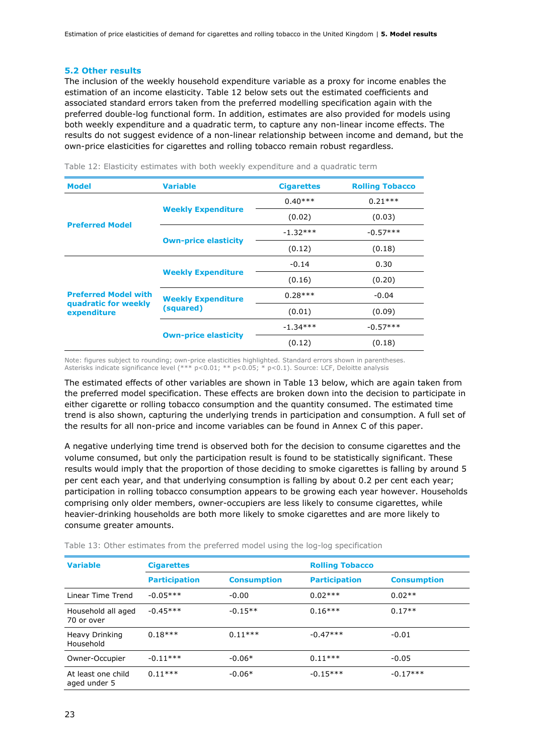### 5.2 Other results

The inclusion of the weekly household expenditure variable as a proxy for income enables the estimation of an income elasticity. Table 12 below sets out the estimated coefficients and associated standard errors taken from the preferred modelling specification again with the preferred double-log functional form. In addition, estimates are also provided for models using both weekly expenditure and a quadratic term, to capture any non-linear income effects. The results do not suggest evidence of a non-linear relationship between income and demand, but the own-price elasticities for cigarettes and rolling tobacco remain robust regardless.

Table 12: Elasticity estimates with both weekly expenditure and a quadratic term

| Model | Variable | Cigarettes | Rolling Tobacco |
|---|---|---|---|
| **Preferred Model** | **Weekly Expenditure** | 0.40*** | 0.21*** |
| | | (0.02) | (0.03) |
| | **Own-price elasticity** | -1.32*** | -0.57*** |
| | | (0.12) | (0.18) |
| **Preferred Model with quadratic for weekly expenditure** | **Weekly Expenditure** | -0.14 | 0.30 |
| | | (0.16) | (0.20) |
| | **Weekly Expenditure (squared)** | 0.28*** | -0.04 |
| | | (0.01) | (0.09) |
| | **Own-price elasticity** | -1.34*** | -0.57*** |
| | | (0.12) | (0.18) |

Note: figures subject to rounding; own-price elasticities highlighted. Standard errors shown in parentheses. Asterisks indicate significance level (*** p<0.01; ** p<0.05; * p<0.1). Source: LCF, Deloitte analysis

The estimated effects of other variables are shown in Table 13 below, which are again taken from the preferred model specification. These effects are broken down into the decision to participate in either cigarette or rolling tobacco consumption and the quantity consumed. The estimated time trend is also shown, capturing the underlying trends in participation and consumption. A full set of the results for all non-price and income variables can be found in Annex C of this paper.

A negative underlying time trend is observed both for the decision to consume cigarettes and the volume consumed, but only the participation result is found to be statistically significant. These results would imply that the proportion of those deciding to smoke cigarettes is falling by around 5 per cent each year, and that underlying consumption is falling by about 0.2 per cent each year; participation in rolling tobacco consumption appears to be growing each year however. Households comprising only older members, owner-occupiers are less likely to consume cigarettes, while heavier-drinking households are both more likely to smoke cigarettes and are more likely to consume greater amounts.

Table 13: Other estimates from the preferred model using the log-log specification

| Variable | Cigarettes | | Rolling Tobacco | |
|---|---|---|---|---|
| | Participation | Consumption | Participation | Consumption |
| Linear Time Trend | -0.05*** | -0.00 | 0.02*** | 0.02** |
| Household all aged 70 or over | -0.45*** | -0.15** | 0.16*** | 0.17** |
| Heavy Drinking Household | 0.18*** | 0.11*** | -0.47*** | -0.01 |
| Owner-Occupier | -0.11*** | -0.06* | 0.11*** | -0.05 |
| At least one child aged under 5 | 0.11*** | -0.06* | -0.15*** | -0.17*** |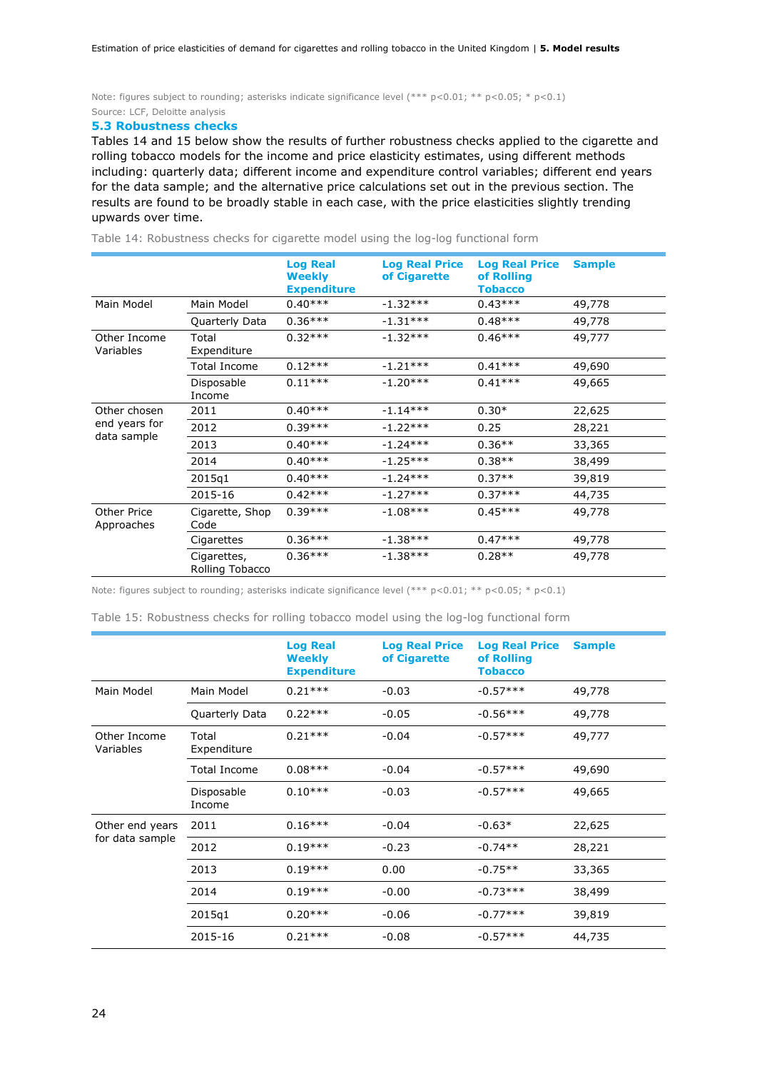Note: figures subject to rounding; asterisks indicate significance level (*** p<0.01; ** p<0.05; * p<0.1)

Source: LCF, Deloitte analysis

### 5.3 Robustness checks

Tables 14 and 15 below show the results of further robustness checks applied to the cigarette and rolling tobacco models for the income and price elasticity estimates, using different methods including: quarterly data; different income and expenditure control variables; different end years for the data sample; and the alternative price calculations set out in the previous section. The results are found to be broadly stable in each case, with the price elasticities slightly trending upwards over time.

Table 14: Robustness checks for cigarette model using the log-log functional form

| | | Log Real Weekly Expenditure | Log Real Price of Cigarette | Log Real Price of Rolling Tobacco | Sample |
|---|---|---|---|---|---|
| Main Model | Main Model | 0.40*** | -1.32*** | 0.43*** | 49,778 |
| | Quarterly Data | 0.36*** | -1.31*** | 0.48*** | 49,778 |
| Other Income Variables | Total Expenditure | 0.32*** | -1.32*** | 0.46*** | 49,777 |
| | Total Income | 0.12*** | -1.21*** | 0.41*** | 49,690 |
| | Disposable Income | 0.11*** | -1.20*** | 0.41*** | 49,665 |
| Other chosen end years for data sample | 2011 | 0.40*** | -1.14*** | 0.30* | 22,625 |
| | 2012 | 0.39*** | -1.22*** | 0.25 | 28,221 |
| | 2013 | 0.40*** | -1.24*** | 0.36** | 33,365 |
| | 2014 | 0.40*** | -1.25*** | 0.38** | 38,499 |
| | 2015q1 | 0.40*** | -1.24*** | 0.37** | 39,819 |
| | 2015-16 | 0.42*** | -1.27*** | 0.37*** | 44,735 |
| Other Price Approaches | Cigarette, Shop Code | 0.39*** | -1.08*** | 0.45*** | 49,778 |
| | Cigarettes | 0.36*** | -1.38*** | 0.47*** | 49,778 |
| | Cigarettes, Rolling Tobacco | 0.36*** | -1.38*** | 0.28** | 49,778 |

Note: figures subject to rounding; asterisks indicate significance level (*** p<0.01; ** p<0.05; * p<0.1)

Table 15: Robustness checks for rolling tobacco model using the log-log functional form

| | | Log Real Weekly Expenditure | Log Real Price of Cigarette | Log Real Price of Rolling Tobacco | Sample |
|---|---|---|---|---|---|
| Main Model | Main Model | 0.21*** | -0.03 | -0.57*** | 49,778 |
| | Quarterly Data | 0.22*** | -0.05 | -0.56*** | 49,778 |
| Other Income Variables | Total Expenditure | 0.21*** | -0.04 | -0.57*** | 49,777 |
| | Total Income | 0.08*** | -0.04 | -0.57*** | 49,690 |
| | Disposable Income | 0.10*** | -0.03 | -0.57*** | 49,665 |
| Other end years for data sample | 2011 | 0.16*** | -0.04 | -0.63* | 22,625 |
| | 2012 | 0.19*** | -0.23 | -0.74** | 28,221 |
| | 2013 | 0.19*** | 0.00 | -0.75** | 33,365 |
| | 2014 | 0.19*** | -0.00 | -0.73*** | 38,499 |
| | 2015q1 | 0.20*** | -0.06 | -0.77*** | 39,819 |
| | 2015-16 | 0.21*** | -0.08 | -0.57*** | 44,735 |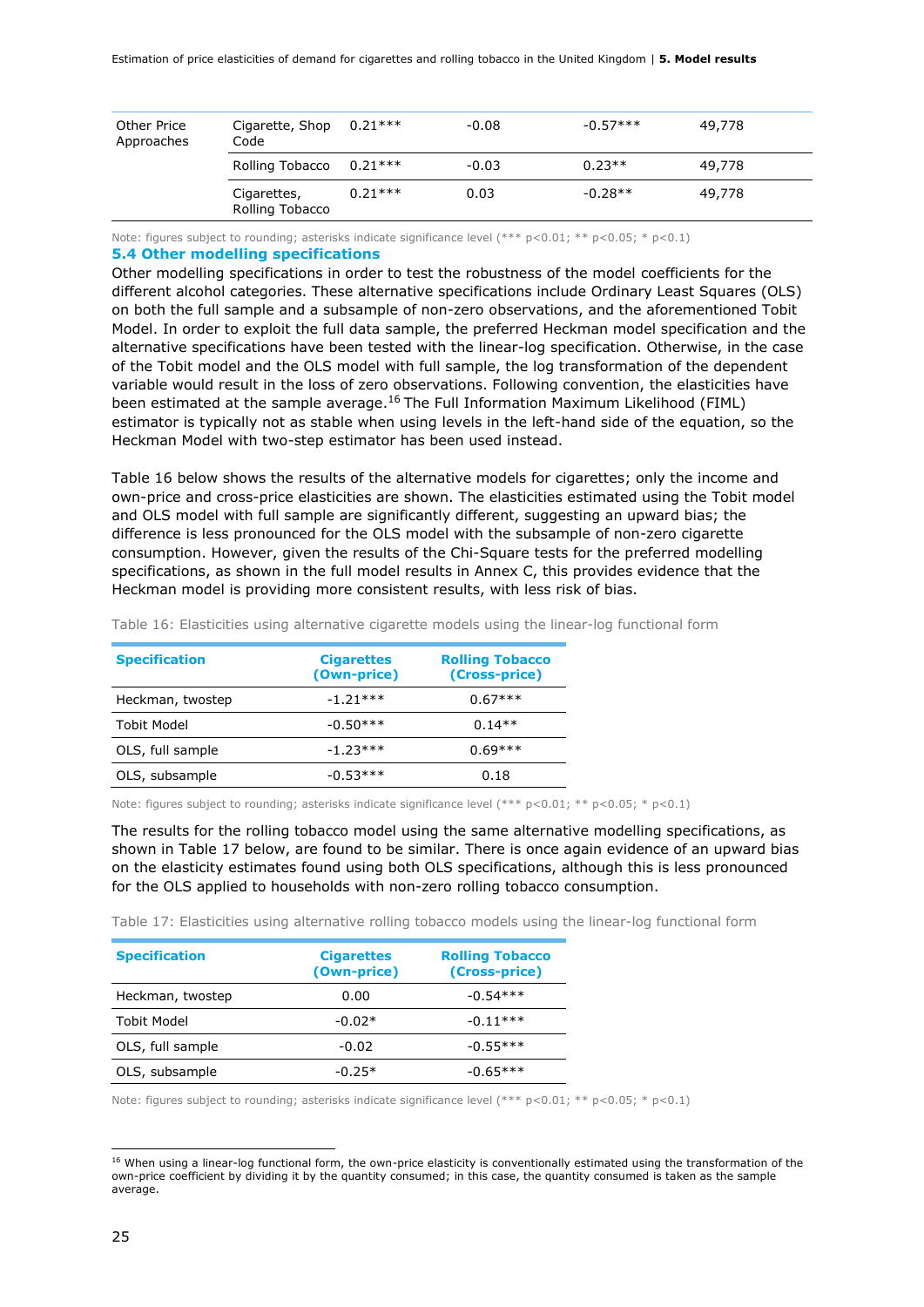| Other Price Approaches | Cigarette, Shop Code | 0.21*** | -0.08 | -0.57*** | 49,778 |
|---|---|---|---|---|---|
| | Rolling Tobacco | 0.21*** | -0.03 | 0.23** | 49,778 |
| | Cigarettes, Rolling Tobacco | 0.21*** | 0.03 | -0.28** | 49,778 |

Note: figures subject to rounding; asterisks indicate significance level (*** p<0.01; ** p<0.05; * p<0.1)

### 5.4 Other modelling specifications

Other modelling specifications in order to test the robustness of the model coefficients for the different alcohol categories. These alternative specifications include Ordinary Least Squares (OLS) on both the full sample and a subsample of non-zero observations, and the aforementioned Tobit Model. In order to exploit the full data sample, the preferred Heckman model specification and the alternative specifications have been tested with the linear-log specification. Otherwise, in the case of the Tobit model and the OLS model with full sample, the log transformation of the dependent variable would result in the loss of zero observations. Following convention, the elasticities have been estimated at the sample average.[16] The Full Information Maximum Likelihood (FIML) estimator is typically not as stable when using levels in the left-hand side of the equation, so the Heckman Model with two-step estimator has been used instead.

Table 16 below shows the results of the alternative models for cigarettes; only the income and own-price and cross-price elasticities are shown. The elasticities estimated using the Tobit model and OLS model with full sample are significantly different, suggesting an upward bias; the difference is less pronounced for the OLS model with the subsample of non-zero cigarette consumption. However, given the results of the Chi-Square tests for the preferred modelling specifications, as shown in the full model results in Annex C, this provides evidence that the Heckman model is providing more consistent results, with less risk of bias.

Table 16: Elasticities using alternative cigarette models using the linear-log functional form

| Specification | Cigarettes (Own-price) | Rolling Tobacco (Cross-price) |
|---|---|---|
| Heckman, twostep | -1.21*** | 0.67*** |
| Tobit Model | -0.50*** | 0.14** |
| OLS, full sample | -1.23*** | 0.69*** |
| OLS, subsample | -0.53*** | 0.18 |

Note: figures subject to rounding; asterisks indicate significance level (*** p<0.01; ** p<0.05; * p<0.1)

The results for the rolling tobacco model using the same alternative modelling specifications, as shown in Table 17 below, are found to be similar. There is once again evidence of an upward bias on the elasticity estimates found using both OLS specifications, although this is less pronounced for the OLS applied to households with non-zero rolling tobacco consumption.

Table 17: Elasticities using alternative rolling tobacco models using the linear-log functional form

| Specification | Cigarettes (Own-price) | Rolling Tobacco (Cross-price) |
|---|---|---|
| Heckman, twostep | 0.00 | -0.54*** |
| Tobit Model | -0.02* | -0.11*** |
| OLS, full sample | -0.02 | -0.55*** |
| OLS, subsample | -0.25* | -0.65*** |

Note: figures subject to rounding; asterisks indicate significance level (*** p<0.01; ** p<0.05; * p<0.1)

[16] When using a linear-log functional form, the own-price elasticity is conventionally estimated using the transformation of the own-price coefficient by dividing it by the quantity consumed; in this case, the quantity consumed is taken as the sample average.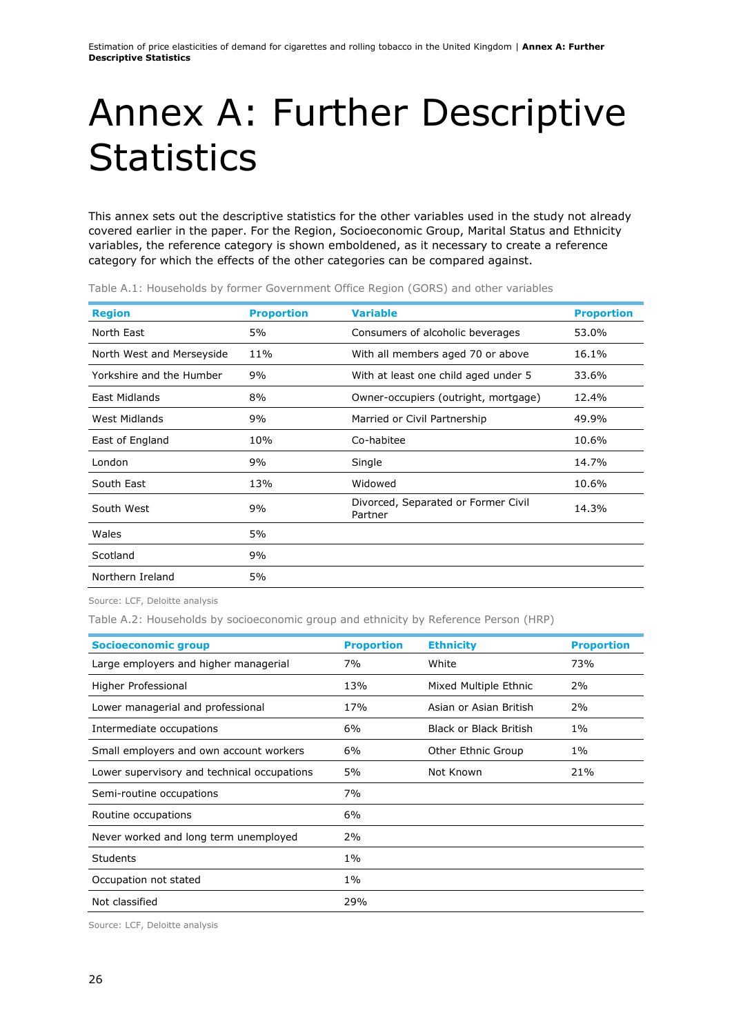# Annex A: Further Descriptive Statistics

This annex sets out the descriptive statistics for the other variables used in the study not already covered earlier in the paper. For the Region, Socioeconomic Group, Marital Status and Ethnicity variables, the reference category is shown emboldened, as it necessary to create a reference category for which the effects of the other categories can be compared against.

Table A.1: Households by former Government Office Region (GORS) and other variables

| Region | Proportion | Variable | Proportion |
|---|---|---|---|
| North East | 5% | Consumers of alcoholic beverages | 53.0% |
| North West and Merseyside | 11% | With all members aged 70 or above | 16.1% |
| Yorkshire and the Humber | 9% | With at least one child aged under 5 | 33.6% |
| East Midlands | 8% | Owner-occupiers (outright, mortgage) | 12.4% |
| West Midlands | 9% | Married or Civil Partnership | 49.9% |
| East of England | 10% | Co-habitee | 10.6% |
| London | 9% | Single | 14.7% |
| South East | 13% | Widowed | 10.6% |
| South West | 9% | Divorced, Separated or Former Civil Partner | 14.3% |
| Wales | 5% | | |
| Scotland | 9% | | |
| Northern Ireland | 5% | | |

Source: LCF, Deloitte analysis

Table A.2: Households by socioeconomic group and ethnicity by Reference Person (HRP)

| Socioeconomic group | Proportion | Ethnicity | Proportion |
|---|---|---|---|
| Large employers and higher managerial | 7% | White | 73% |
| Higher Professional | 13% | Mixed Multiple Ethnic | 2% |
| Lower managerial and professional | 17% | Asian or Asian British | 2% |
| Intermediate occupations | 6% | Black or Black British | 1% |
| Small employers and own account workers | 6% | Other Ethnic Group | 1% |
| Lower supervisory and technical occupations | 5% | Not Known | 21% |
| Semi-routine occupations | 7% | | |
| Routine occupations | 6% | | |
| Never worked and long term unemployed | 2% | | |
| Students | 1% | | |
| Occupation not stated | 1% | | |
| Not classified | 29% | | |

Source: LCF, Deloitte analysis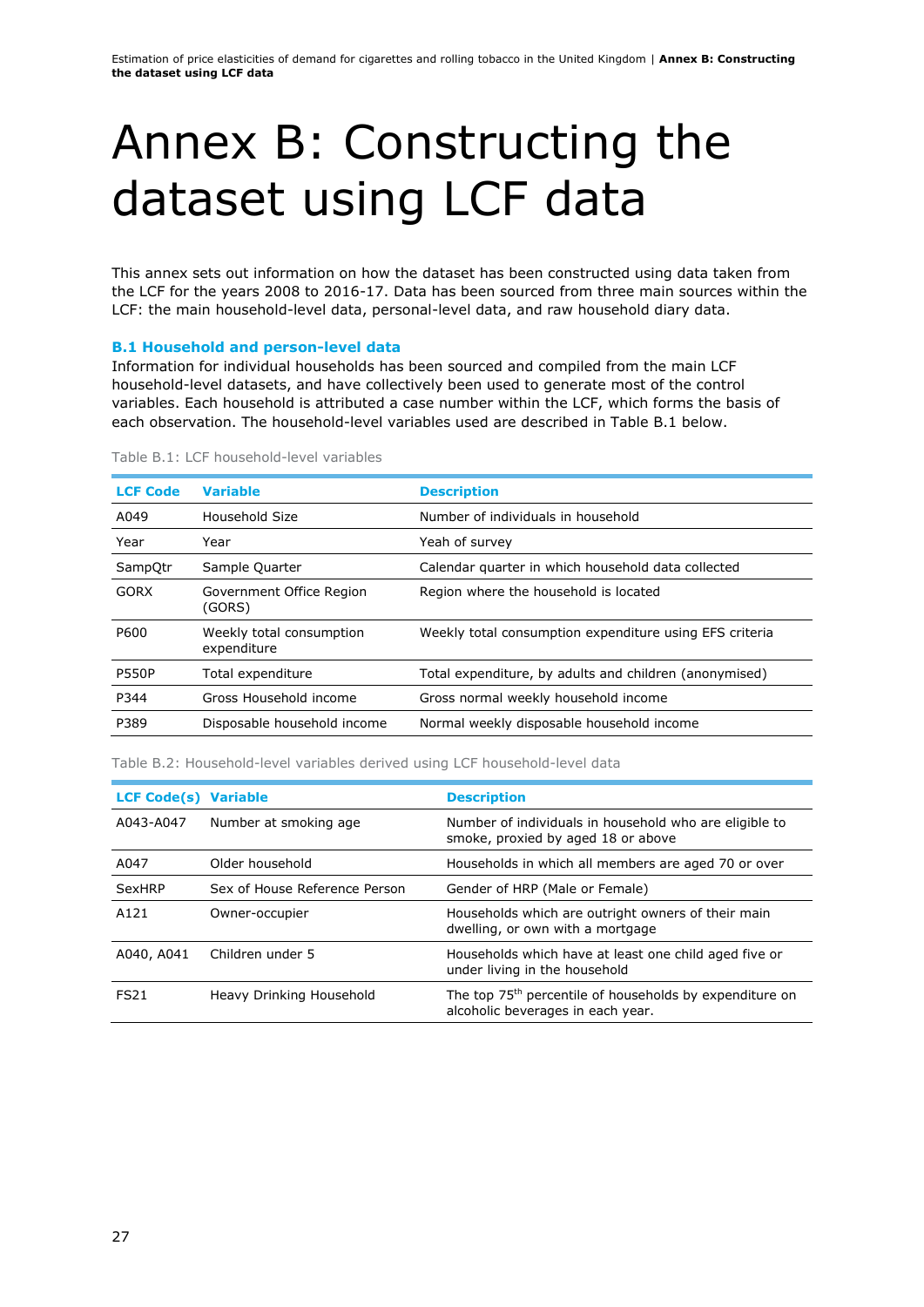# Annex B: Constructing the dataset using LCF data

This annex sets out information on how the dataset has been constructed using data taken from the LCF for the years 2008 to 2016-17. Data has been sourced from three main sources within the LCF: the main household-level data, personal-level data, and raw household diary data.

### B.1 Household and person-level data

Information for individual households has been sourced and compiled from the main LCF household-level datasets, and have collectively been used to generate most of the control variables. Each household is attributed a case number within the LCF, which forms the basis of each observation. The household-level variables used are described in Table B.1 below.

Table B.1: LCF household-level variables

| LCF Code | Variable | Description |
|---|---|---|
| A049 | Household Size | Number of individuals in household |
| Year | Year | Yeah of survey |
| SampQtr | Sample Quarter | Calendar quarter in which household data collected |
| GORX | Government Office Region (GORS) | Region where the household is located |
| P600 | Weekly total consumption expenditure | Weekly total consumption expenditure using EFS criteria |
| P550P | Total expenditure | Total expenditure, by adults and children (anonymised) |
| P344 | Gross Household income | Gross normal weekly household income |
| P389 | Disposable household income | Normal weekly disposable household income |

Table B.2: Household-level variables derived using LCF household-level data

| LCF Code(s) | Variable | Description |
|---|---|---|
| A043-A047 | Number at smoking age | Number of individuals in household who are eligible to smoke, proxied by aged 18 or above |
| A047 | Older household | Households in which all members are aged 70 or over |
| SexHRP | Sex of House Reference Person | Gender of HRP (Male or Female) |
| A121 | Owner-occupier | Households which are outright owners of their main dwelling, or own with a mortgage |
| A040, A041 | Children under 5 | Households which have at least one child aged five or under living in the household |
| FS21 | Heavy Drinking Household | The top 75$^{th}$ percentile of households by expenditure on alcoholic beverages in each year. |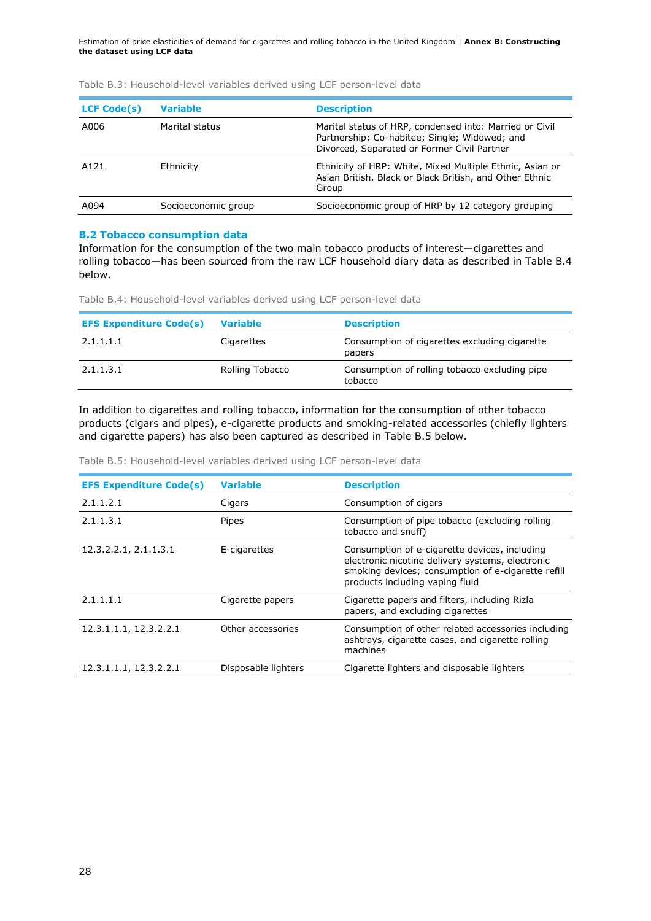Table B.3: Household-level variables derived using LCF person-level data

| LCF Code(s) | Variable | Description |
|---|---|---|
| A006 | Marital status | Marital status of HRP, condensed into: Married or Civil Partnership; Co-habitee; Single; Widowed; and Divorced, Separated or Former Civil Partner |
| A121 | Ethnicity | Ethnicity of HRP: White, Mixed Multiple Ethnic, Asian or Asian British, Black or Black British, and Other Ethnic Group |
| A094 | Socioeconomic group | Socioeconomic group of HRP by 12 category grouping |

## B.2 Tobacco consumption data

Information for the consumption of the two main tobacco products of interest—cigarettes and rolling tobacco—has been sourced from the raw LCF household diary data as described in Table B.4 below.

Table B.4: Household-level variables derived using LCF person-level data

| EFS Expenditure Code(s) | Variable | Description |
|---|---|---|
| 2.1.1.1.1 | Cigarettes | Consumption of cigarettes excluding cigarette papers |
| 2.1.1.3.1 | Rolling Tobacco | Consumption of rolling tobacco excluding pipe tobacco |

In addition to cigarettes and rolling tobacco, information for the consumption of other tobacco products (cigars and pipes), e-cigarette products and smoking-related accessories (chiefly lighters and cigarette papers) has also been captured as described in Table B.5 below.

Table B.5: Household-level variables derived using LCF person-level data

| EFS Expenditure Code(s) | Variable | Description |
|---|---|---|
| 2.1.1.2.1 | Cigars | Consumption of cigars |
| 2.1.1.3.1 | Pipes | Consumption of pipe tobacco (excluding rolling tobacco and snuff) |
| 12.3.2.2.1, 2.1.1.3.1 | E-cigarettes | Consumption of e-cigarette devices, including electronic nicotine delivery systems, electronic smoking devices; consumption of e-cigarette refill products including vaping fluid |
| 2.1.1.1.1 | Cigarette papers | Cigarette papers and filters, including Rizla papers, and excluding cigarettes |
| 12.3.1.1.1, 12.3.2.2.1 | Other accessories | Consumption of other related accessories including ashtrays, cigarette cases, and cigarette rolling machines |
| 12.3.1.1.1, 12.3.2.2.1 | Disposable lighters | Cigarette lighters and disposable lighters |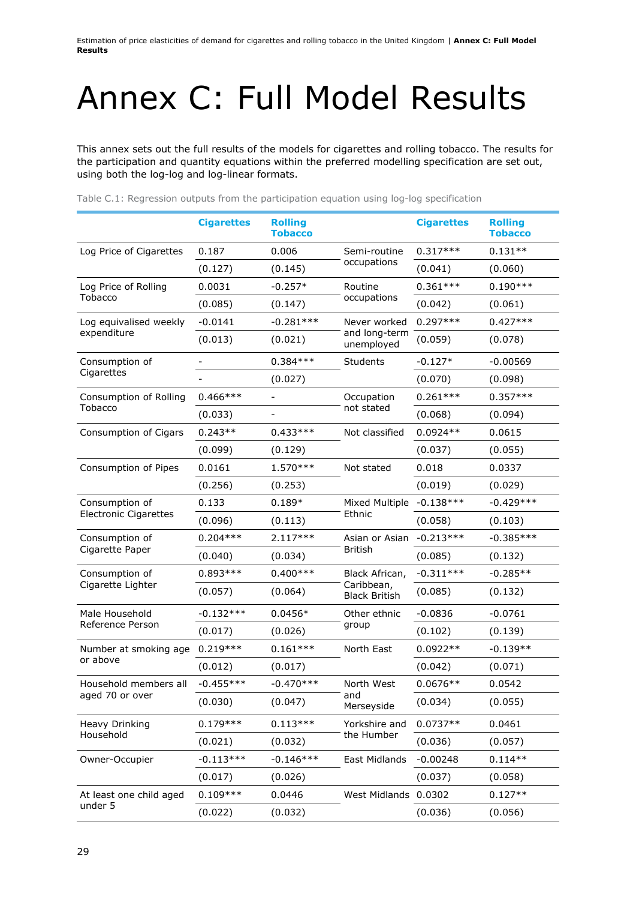# Annex C: Full Model Results

This annex sets out the full results of the models for cigarettes and rolling tobacco. The results for the participation and quantity equations within the preferred modelling specification are set out, using both the log-log and log-linear formats.

Table C.1: Regression outputs from the participation equation using log-log specification

| | Cigarettes | Rolling Tobacco | | Cigarettes | Rolling Tobacco |
|---|---|---|---|---|---|
| Log Price of Cigarettes | 0.187 | 0.006 | Semi-routine occupations | 0.317*** | 0.131** |
| | (0.127) | (0.145) | | (0.041) | (0.060) |
| Log Price of Rolling Tobacco | 0.0031 | -0.257* | Routine occupations | 0.361*** | 0.190*** |
| | (0.085) | (0.147) | | (0.042) | (0.061) |
| Log equivalised weekly expenditure | -0.0141 | -0.281*** | Never worked and long-term unemployed | 0.297*** | 0.427*** |
| | (0.013) | (0.021) | | (0.059) | (0.078) |
| Consumption of Cigarettes | - | 0.384*** | Students | -0.127* | -0.00569 |
| | - | (0.027) | | (0.070) | (0.098) |
| Consumption of Rolling Tobacco | 0.466*** | - | Occupation not stated | 0.261*** | 0.357*** |
| | (0.033) | - | | (0.068) | (0.094) |
| Consumption of Cigars | 0.243** | 0.433*** | Not classified | 0.0924** | 0.0615 |
| | (0.099) | (0.129) | | (0.037) | (0.055) |
| Consumption of Pipes | 0.0161 | 1.570*** | Not stated | 0.018 | 0.0337 |
| | (0.256) | (0.253) | | (0.019) | (0.029) |
| Consumption of Electronic Cigarettes | 0.133 | 0.189* | Mixed Multiple Ethnic | -0.138*** | -0.429*** |
| | (0.096) | (0.113) | | (0.058) | (0.103) |
| Consumption of Cigarette Paper | 0.204*** | 2.117*** | Asian or Asian British | -0.213*** | -0.385*** |
| | (0.040) | (0.034) | | (0.085) | (0.132) |
| Consumption of Cigarette Lighter | 0.893*** | 0.400*** | Black African, Caribbean, Black British | -0.311*** | -0.285** |
| | (0.057) | (0.064) | | (0.085) | (0.132) |
| Male Household Reference Person | -0.132*** | 0.0456* | Other ethnic group | -0.0836 | -0.0761 |
| | (0.017) | (0.026) | | (0.102) | (0.139) |
| Number at smoking age or above | 0.219*** | 0.161*** | North East | 0.0922** | -0.139** |
| | (0.012) | (0.017) | | (0.042) | (0.071) |
| Household members all aged 70 or over | -0.455*** | -0.470*** | North West and Merseyside | 0.0676** | 0.0542 |
| | (0.030) | (0.047) | | (0.034) | (0.055) |
| Heavy Drinking Household | 0.179*** | 0.113*** | Yorkshire and the Humber | 0.0737** | 0.0461 |
| | (0.021) | (0.032) | | (0.036) | (0.057) |
| Owner-Occupier | -0.113*** | -0.146*** | East Midlands | -0.00248 | 0.114** |
| | (0.017) | (0.026) | | (0.037) | (0.058) |
| At least one child aged under 5 | 0.109*** | 0.0446 | West Midlands | 0.0302 | 0.127** |
| | (0.022) | (0.032) | | (0.036) | (0.056) |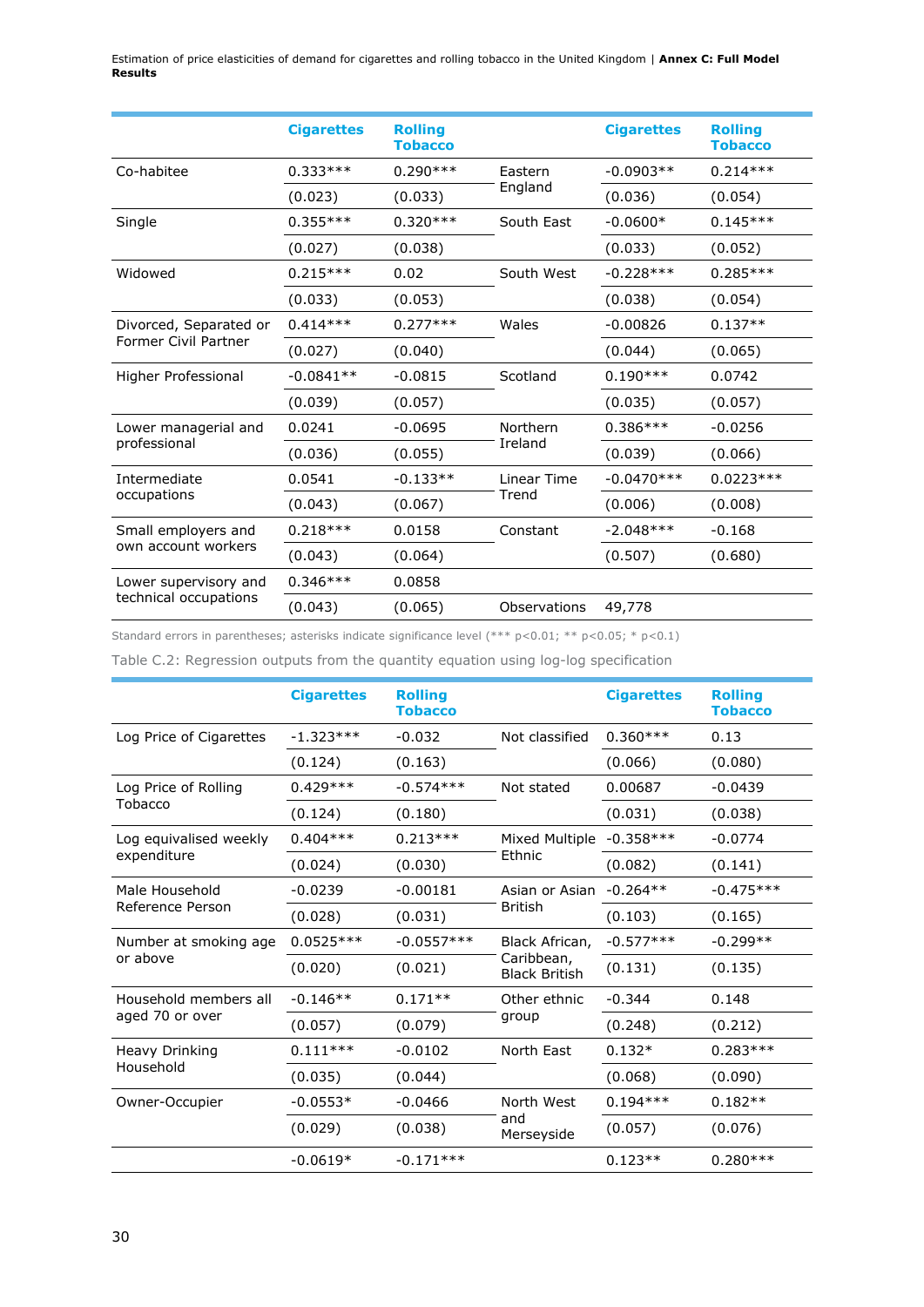| | Cigarettes | Rolling Tobacco | | Cigarettes | Rolling Tobacco |
|---|---|---|---|---|---|
| Co-habitee | 0.333*** | 0.290*** | Eastern England | -0.0903** | 0.214*** |
| | (0.023) | (0.033) | | (0.036) | (0.054) |
| Single | 0.355*** | 0.320*** | South East | -0.0600* | 0.145*** |
| | (0.027) | (0.038) | | (0.033) | (0.052) |
| Widowed | 0.215*** | 0.02 | South West | -0.228*** | 0.285*** |
| | (0.033) | (0.053) | | (0.038) | (0.054) |
| Divorced, Separated or Former Civil Partner | 0.414*** | 0.277*** | Wales | -0.00826 | 0.137** |
| | (0.027) | (0.040) | | (0.044) | (0.065) |
| Higher Professional | -0.0841** | -0.0815 | Scotland | 0.190*** | 0.0742 |
| | (0.039) | (0.057) | | (0.035) | (0.057) |
| Lower managerial and professional | 0.0241 | -0.0695 | Northern Ireland | 0.386*** | -0.0256 |
| | (0.036) | (0.055) | | (0.039) | (0.066) |
| Intermediate occupations | 0.0541 | -0.133** | Linear Time Trend | -0.0470*** | 0.0223*** |
| | (0.043) | (0.067) | | (0.006) | (0.008) |
| Small employers and own account workers | 0.218*** | 0.0158 | Constant | -2.048*** | -0.168 |
| | (0.043) | (0.064) | | (0.507) | (0.680) |
| Lower supervisory and technical occupations | 0.346*** | 0.0858 | | | |
| | (0.043) | (0.065) | Observations | 49,778 | |

Standard errors in parentheses; asterisks indicate significance level (*** p<0.01; ** p<0.05; * p<0.1)

Table C.2: Regression outputs from the quantity equation using log-log specification

| | Cigarettes | Rolling Tobacco | | Cigarettes | Rolling Tobacco |
|---|---|---|---|---|---|
| Log Price of Cigarettes | -1.323*** | -0.032 | Not classified | 0.360*** | 0.13 |
| | (0.124) | (0.163) | | (0.066) | (0.080) |
| Log Price of Rolling Tobacco | 0.429*** | -0.574*** | Not stated | 0.00687 | -0.0439 |
| | (0.124) | (0.180) | | (0.031) | (0.038) |
| Log equivalised weekly expenditure | 0.404*** | 0.213*** | Mixed Multiple Ethnic | -0.358*** | -0.0774 |
| | (0.024) | (0.030) | | (0.082) | (0.141) |
| Male Household Reference Person | -0.0239 | -0.00181 | Asian or Asian British | -0.264** | -0.475*** |
| | (0.028) | (0.031) | | (0.103) | (0.165) |
| Number at smoking age or above | 0.0525*** | -0.0557*** | Black African, Caribbean, Black British | -0.577*** | -0.299** |
| | (0.020) | (0.021) | | (0.131) | (0.135) |
| Household members all aged 70 or over | -0.146** | 0.171** | Other ethnic group | -0.344 | 0.148 |
| | (0.057) | (0.079) | | (0.248) | (0.212) |
| Heavy Drinking Household | 0.111*** | -0.0102 | North East | 0.132* | 0.283*** |
| | (0.035) | (0.044) | | (0.068) | (0.090) |
| Owner-Occupier | -0.0553* | -0.0466 | North West and Merseyside | 0.194*** | 0.182** |
| | (0.029) | (0.038) | | (0.057) | (0.076) |
| | -0.0619* | -0.171*** | | 0.123** | 0.280*** |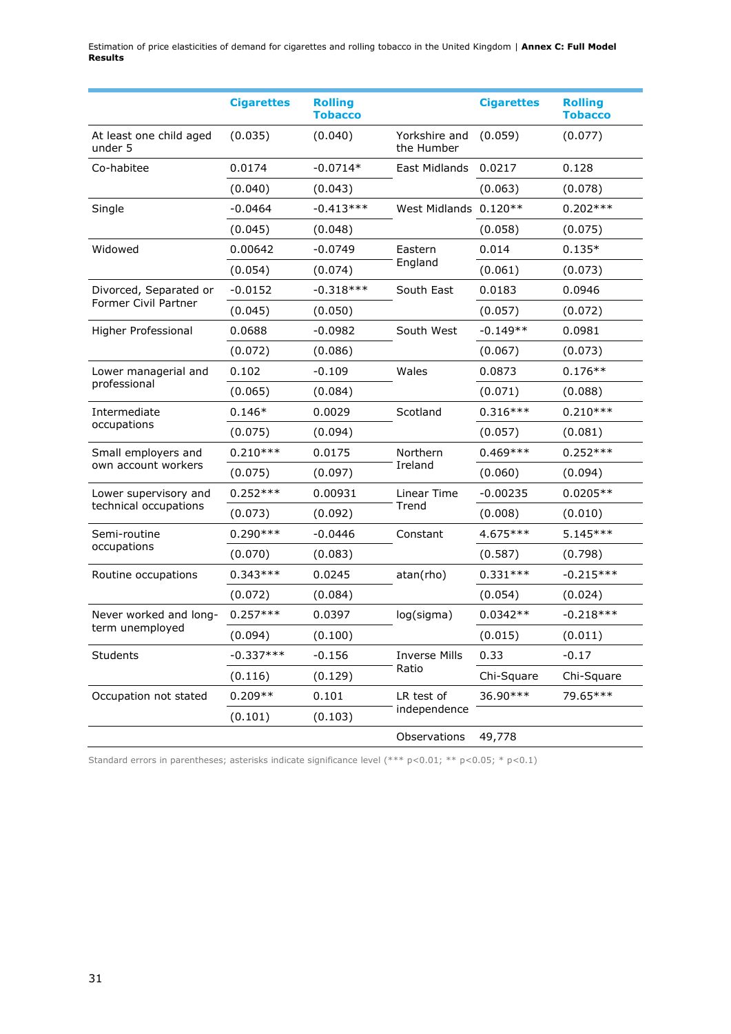| | Cigarettes | Rolling Tobacco | | Cigarettes | Rolling Tobacco |
|---|---|---|---|---|---|
| At least one child aged under 5 | (0.035) | (0.040) | Yorkshire and the Humber | (0.059) | (0.077) |
| Co-habitee | 0.0174 | -0.0714* | East Midlands | 0.0217 | 0.128 |
| | (0.040) | (0.043) | | (0.063) | (0.078) |
| Single | -0.0464 | -0.413*** | West Midlands | 0.120** | 0.202*** |
| | (0.045) | (0.048) | | (0.058) | (0.075) |
| Widowed | 0.00642 | -0.0749 | Eastern England | 0.014 | 0.135* |
| | (0.054) | (0.074) | | (0.061) | (0.073) |
| Divorced, Separated or Former Civil Partner | -0.0152 | -0.318*** | South East | 0.0183 | 0.0946 |
| | (0.045) | (0.050) | | (0.057) | (0.072) |
| Higher Professional | 0.0688 | -0.0982 | South West | -0.149** | 0.0981 |
| | (0.072) | (0.086) | | (0.067) | (0.073) |
| Lower managerial and professional | 0.102 | -0.109 | Wales | 0.0873 | 0.176** |
| | (0.065) | (0.084) | | (0.071) | (0.088) |
| Intermediate occupations | 0.146* | 0.0029 | Scotland | 0.316*** | 0.210*** |
| | (0.075) | (0.094) | | (0.057) | (0.081) |
| Small employers and own account workers | 0.210*** | 0.0175 | Northern Ireland | 0.469*** | 0.252*** |
| | (0.075) | (0.097) | | (0.060) | (0.094) |
| Lower supervisory and technical occupations | 0.252*** | 0.00931 | Linear Time Trend | -0.00235 | 0.0205** |
| | (0.073) | (0.092) | | (0.008) | (0.010) |
| Semi-routine occupations | 0.290*** | -0.0446 | Constant | 4.675*** | 5.145*** |
| | (0.070) | (0.083) | | (0.587) | (0.798) |
| Routine occupations | 0.343*** | 0.0245 | atan(rho) | 0.331*** | -0.215*** |
| | (0.072) | (0.084) | | (0.054) | (0.024) |
| Never worked and long-term unemployed | 0.257*** | 0.0397 | log(sigma) | 0.0342** | -0.218*** |
| | (0.094) | (0.100) | | (0.015) | (0.011) |
| Students | -0.337*** | -0.156 | Inverse Mills Ratio | 0.33 | -0.17 |
| | (0.116) | (0.129) | | Chi-Square | Chi-Square |
| Occupation not stated | 0.209** | 0.101 | LR test of independence | 36.90*** | 79.65*** |
| | (0.101) | (0.103) | | | |
| | | | Observations | 49,778 | |

Standard errors in parentheses; asterisks indicate significance level (*** p<0.01; ** p<0.05; * p<0.1)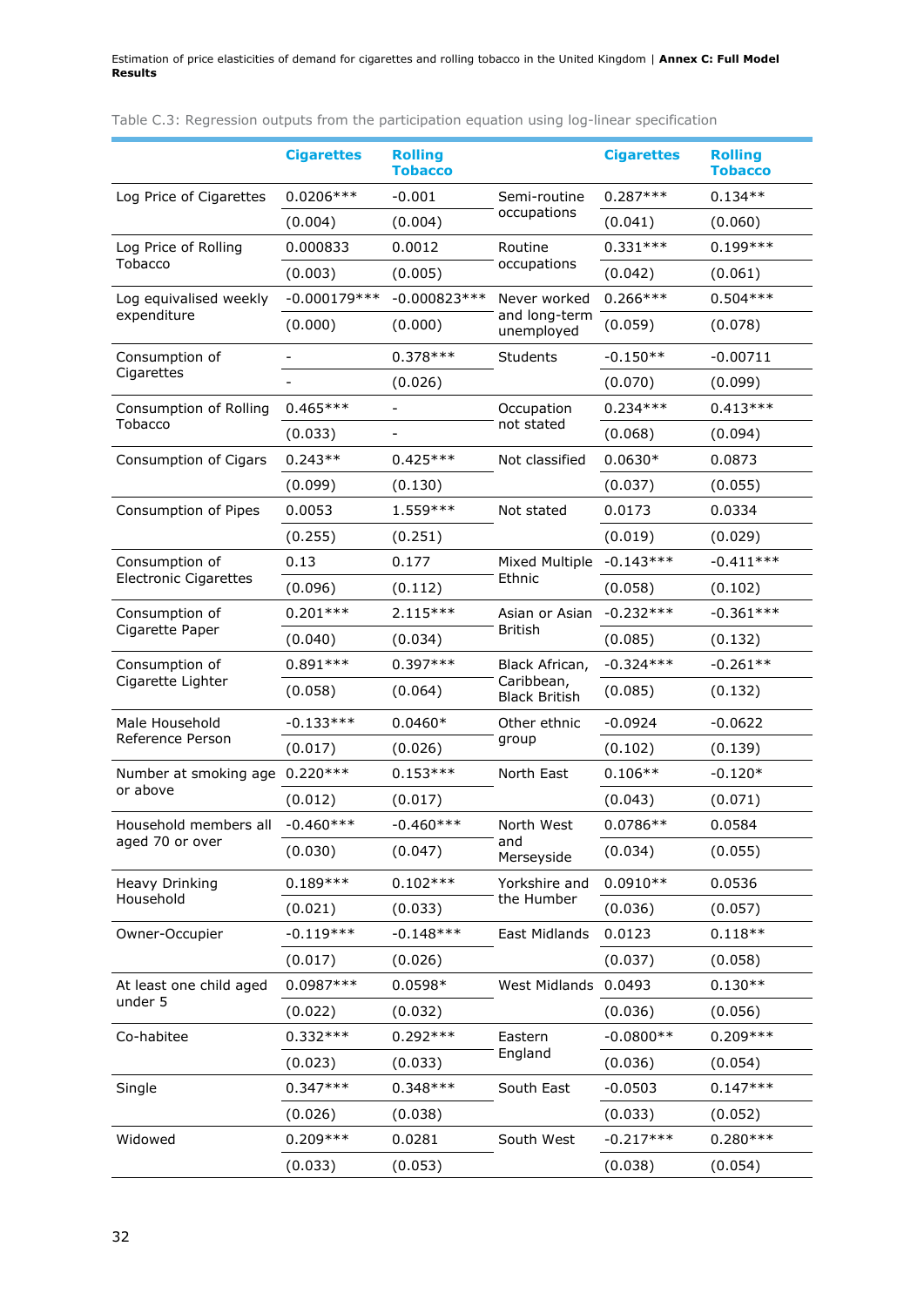Table C.3: Regression outputs from the participation equation using log-linear specification

| | Cigarettes | Rolling Tobacco | | Cigarettes | Rolling Tobacco |
|---|---|---|---|---|---|
| Log Price of Cigarettes | 0.0206*** | -0.001 | Semi-routine occupations | 0.287*** | 0.134** |
| | (0.004) | (0.004) | | (0.041) | (0.060) |
| Log Price of Rolling Tobacco | 0.000833 | 0.0012 | Routine occupations | 0.331*** | 0.199*** |
| | (0.003) | (0.005) | | (0.042) | (0.061) |
| Log equivalised weekly expenditure | -0.000179*** | -0.000823*** | Never worked and long-term unemployed | 0.266*** | 0.504*** |
| | (0.000) | (0.000) | | (0.059) | (0.078) |
| Consumption of Cigarettes | - | 0.378*** | Students | -0.150** | -0.00711 |
| | - | (0.026) | | (0.070) | (0.099) |
| Consumption of Rolling Tobacco | 0.465*** | - | Occupation not stated | 0.234*** | 0.413*** |
| | (0.033) | - | | (0.068) | (0.094) |
| Consumption of Cigars | 0.243** | 0.425*** | Not classified | 0.0630* | 0.0873 |
| | (0.099) | (0.130) | | (0.037) | (0.055) |
| Consumption of Pipes | 0.0053 | 1.559*** | Not stated | 0.0173 | 0.0334 |
| | (0.255) | (0.251) | | (0.019) | (0.029) |
| Consumption of Electronic Cigarettes | 0.13 | 0.177 | Mixed Multiple Ethnic | -0.143*** | -0.411*** |
| | (0.096) | (0.112) | | (0.058) | (0.102) |
| Consumption of Cigarette Paper | 0.201*** | 2.115*** | Asian or Asian British | -0.232*** | -0.361*** |
| | (0.040) | (0.034) | | (0.085) | (0.132) |
| Consumption of Cigarette Lighter | 0.891*** | 0.397*** | Black African, Caribbean, Black British | -0.324*** | -0.261** |
| | (0.058) | (0.064) | | (0.085) | (0.132) |
| Male Household Reference Person | -0.133*** | 0.0460* | Other ethnic group | -0.0924 | -0.0622 |
| | (0.017) | (0.026) | | (0.102) | (0.139) |
| Number at smoking age or above | 0.220*** | 0.153*** | North East | 0.106** | -0.120* |
| | (0.012) | (0.017) | | (0.043) | (0.071) |
| Household members all aged 70 or over | -0.460*** | -0.460*** | North West and Merseyside | 0.0786** | 0.0584 |
| | (0.030) | (0.047) | | (0.034) | (0.055) |
| Heavy Drinking Household | 0.189*** | 0.102*** | Yorkshire and the Humber | 0.0910** | 0.0536 |
| | (0.021) | (0.033) | | (0.036) | (0.057) |
| Owner-Occupier | -0.119*** | -0.148*** | East Midlands | 0.0123 | 0.118** |
| | (0.017) | (0.026) | | (0.037) | (0.058) |
| At least one child aged under 5 | 0.0987*** | 0.0598* | West Midlands | 0.0493 | 0.130** |
| | (0.022) | (0.032) | | (0.036) | (0.056) |
| Co-habitee | 0.332*** | 0.292*** | Eastern England | -0.0800** | 0.209*** |
| | (0.023) | (0.033) | | (0.036) | (0.054) |
| Single | 0.347*** | 0.348*** | South East | -0.0503 | 0.147*** |
| | (0.026) | (0.038) | | (0.033) | (0.052) |
| Widowed | 0.209*** | 0.0281 | South West | -0.217*** | 0.280*** |
| | (0.033) | (0.053) | | (0.038) | (0.054) |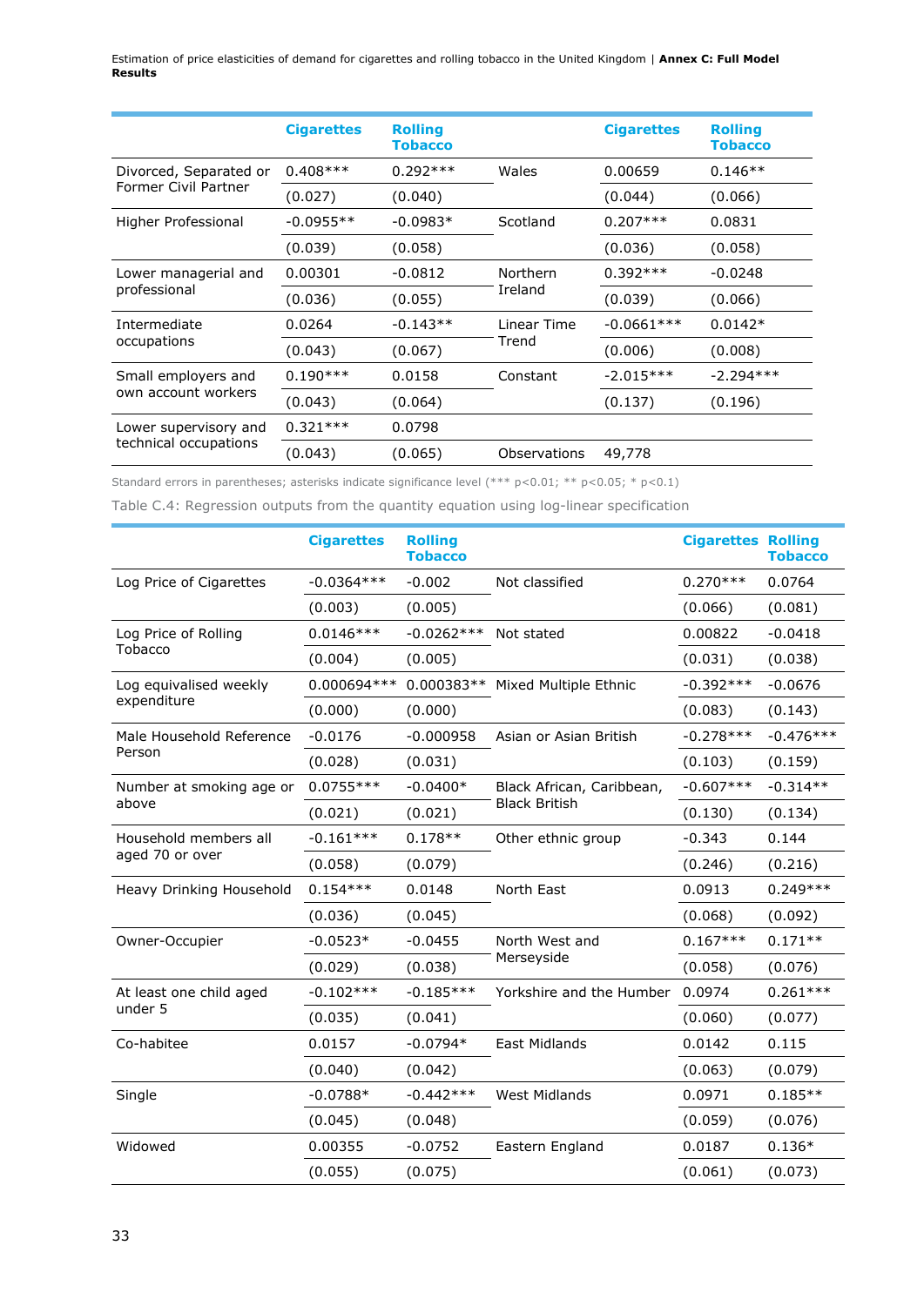| | Cigarettes | Rolling Tobacco | | Cigarettes | Rolling Tobacco |
|---|---|---|---|---|---|
| Divorced, Separated or Former Civil Partner | 0.408*** | 0.292*** | Wales | 0.00659 | 0.146** |
| | (0.027) | (0.040) | | (0.044) | (0.066) |
| Higher Professional | -0.0955** | -0.0983* | Scotland | 0.207*** | 0.0831 |
| | (0.039) | (0.058) | | (0.036) | (0.058) |
| Lower managerial and professional | 0.00301 | -0.0812 | Northern Ireland | 0.392*** | -0.0248 |
| | (0.036) | (0.055) | | (0.039) | (0.066) |
| Intermediate occupations | 0.0264 | -0.143** | Linear Time Trend | -0.0661*** | 0.0142* |
| | (0.043) | (0.067) | | (0.006) | (0.008) |
| Small employers and own account workers | 0.190*** | 0.0158 | Constant | -2.015*** | -2.294*** |
| | (0.043) | (0.064) | | (0.137) | (0.196) |
| Lower supervisory and technical occupations | 0.321*** | 0.0798 | | | |
| | (0.043) | (0.065) | Observations | 49,778 | |

Standard errors in parentheses; asterisks indicate significance level (*** p<0.01; ** p<0.05; * p<0.1)

Table C.4: Regression outputs from the quantity equation using log-linear specification

| | Cigarettes | Rolling Tobacco | | Cigarettes | Rolling Tobacco |
|---|---|---|---|---|---|
| Log Price of Cigarettes | -0.0364*** | -0.002 | Not classified | 0.270*** | 0.0764 |
| | (0.003) | (0.005) | | (0.066) | (0.081) |
| Log Price of Rolling Tobacco | 0.0146*** | -0.0262*** | Not stated | 0.00822 | -0.0418 |
| | (0.004) | (0.005) | | (0.031) | (0.038) |
| Log equivalised weekly expenditure | 0.000694*** | 0.000383** | Mixed Multiple Ethnic | -0.392*** | -0.0676 |
| | (0.000) | (0.000) | | (0.083) | (0.143) |
| Male Household Reference Person | -0.0176 | -0.000958 | Asian or Asian British | -0.278*** | -0.476*** |
| | (0.028) | (0.031) | | (0.103) | (0.159) |
| Number at smoking age or above | 0.0755*** | -0.0400* | Black African, Caribbean, Black British | -0.607*** | -0.314** |
| | (0.021) | (0.021) | | (0.130) | (0.134) |
| Household members all aged 70 or over | -0.161*** | 0.178** | Other ethnic group | -0.343 | 0.144 |
| | (0.058) | (0.079) | | (0.246) | (0.216) |
| Heavy Drinking Household | 0.154*** | 0.0148 | North East | 0.0913 | 0.249*** |
| | (0.036) | (0.045) | | (0.068) | (0.092) |
| Owner-Occupier | -0.0523* | -0.0455 | North West and Merseyside | 0.167*** | 0.171** |
| | (0.029) | (0.038) | | (0.058) | (0.076) |
| At least one child aged under 5 | -0.102*** | -0.185*** | Yorkshire and the Humber | 0.0974 | 0.261*** |
| | (0.035) | (0.041) | | (0.060) | (0.077) |
| Co-habitee | 0.0157 | -0.0794* | East Midlands | 0.0142 | 0.115 |
| | (0.040) | (0.042) | | (0.063) | (0.079) |
| Single | -0.0788* | -0.442*** | West Midlands | 0.0971 | 0.185** |
| | (0.045) | (0.048) | | (0.059) | (0.076) |
| Widowed | 0.00355 | -0.0752 | Eastern England | 0.0187 | 0.136* |
| | (0.055) | (0.075) | | (0.061) | (0.073) |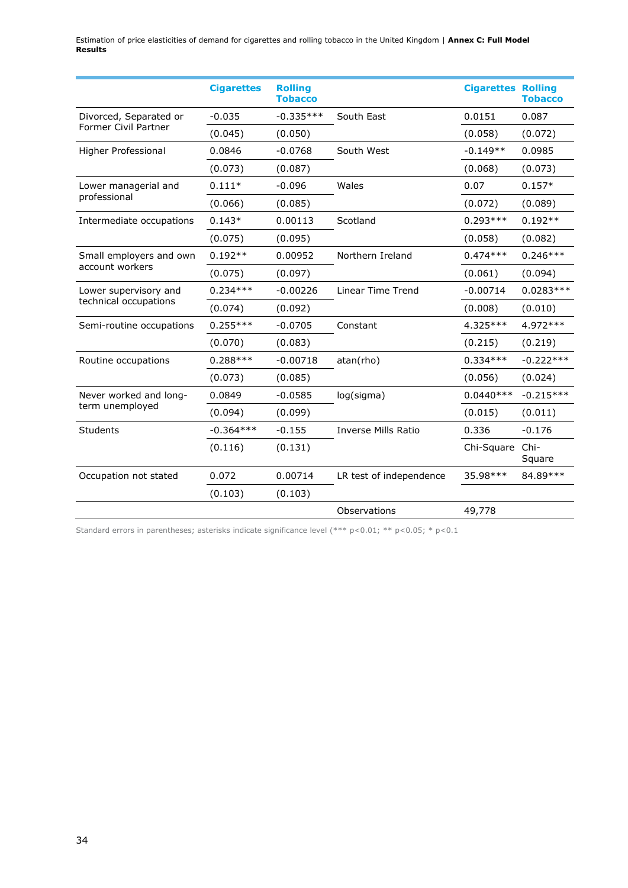| | Cigarettes | Rolling Tobacco | | Cigarettes | Rolling Tobacco |
|---|---|---|---|---|---|
| Divorced, Separated or Former Civil Partner | -0.035 | -0.335*** | South East | 0.0151 | 0.087 |
| | (0.045) | (0.050) | | (0.058) | (0.072) |
| Higher Professional | 0.0846 | -0.0768 | South West | -0.149** | 0.0985 |
| | (0.073) | (0.087) | | (0.068) | (0.073) |
| Lower managerial and professional | 0.111* | -0.096 | Wales | 0.07 | 0.157* |
| | (0.066) | (0.085) | | (0.072) | (0.089) |
| Intermediate occupations | 0.143* | 0.00113 | Scotland | 0.293*** | 0.192** |
| | (0.075) | (0.095) | | (0.058) | (0.082) |
| Small employers and own account workers | 0.192** | 0.00952 | Northern Ireland | 0.474*** | 0.246*** |
| | (0.075) | (0.097) | | (0.061) | (0.094) |
| Lower supervisory and technical occupations | 0.234*** | -0.00226 | Linear Time Trend | -0.00714 | 0.0283*** |
| | (0.074) | (0.092) | | (0.008) | (0.010) |
| Semi-routine occupations | 0.255*** | -0.0705 | Constant | 4.325*** | 4.972*** |
| | (0.070) | (0.083) | | (0.215) | (0.219) |
| Routine occupations | 0.288*** | -0.00718 | atan(rho) | 0.334*** | -0.222*** |
| | (0.073) | (0.085) | | (0.056) | (0.024) |
| Never worked and long-term unemployed | 0.0849 | -0.0585 | log(sigma) | 0.0440*** | -0.215*** |
| | (0.094) | (0.099) | | (0.015) | (0.011) |
| Students | -0.364*** | -0.155 | Inverse Mills Ratio | 0.336 | -0.176 |
| | (0.116) | (0.131) | | Chi-Square | Chi-Square |
| Occupation not stated | 0.072 | 0.00714 | LR test of independence | 35.98*** | 84.89*** |
| | (0.103) | (0.103) | | | |
| | | | Observations | 49,778 | |

Standard errors in parentheses; asterisks indicate significance level (*** p<0.01; ** p<0.05; * p<0.1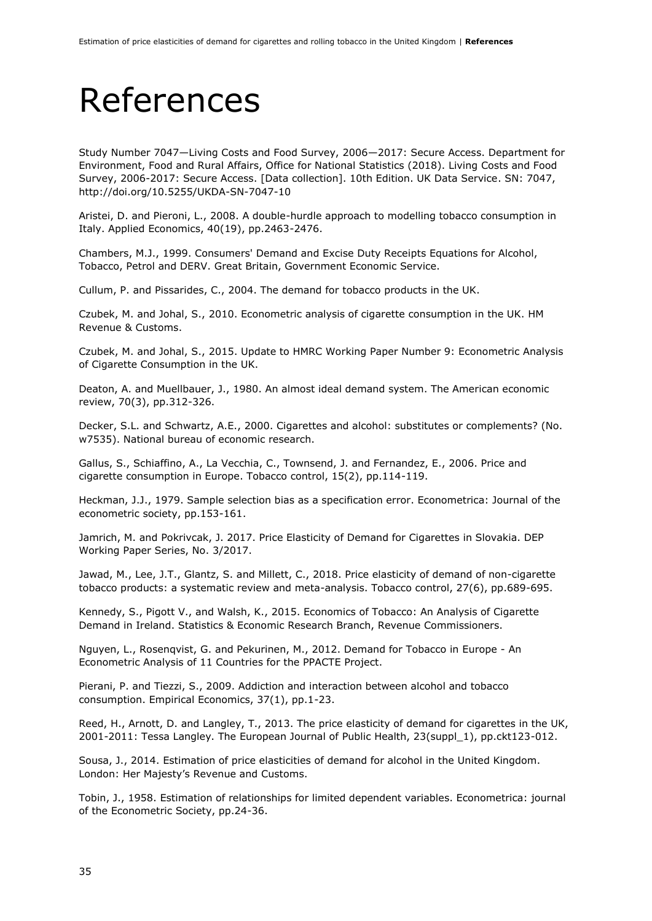# References

Study Number 7047—Living Costs and Food Survey, 2006—2017: Secure Access. Department for Environment, Food and Rural Affairs, Office for National Statistics (2018). Living Costs and Food Survey, 2006-2017: Secure Access. [Data collection]. 10th Edition. UK Data Service. SN: 7047, http://doi.org/10.5255/UKDA-SN-7047-10

Aristei, D. and Pieroni, L., 2008. A double-hurdle approach to modelling tobacco consumption in Italy. Applied Economics, 40(19), pp.2463-2476.

Chambers, M.J., 1999. Consumers' Demand and Excise Duty Receipts Equations for Alcohol, Tobacco, Petrol and DERV. Great Britain, Government Economic Service.

Cullum, P. and Pissarides, C., 2004. The demand for tobacco products in the UK.

Czubek, M. and Johal, S., 2010. Econometric analysis of cigarette consumption in the UK. HM Revenue & Customs.

Czubek, M. and Johal, S., 2015. Update to HMRC Working Paper Number 9: Econometric Analysis of Cigarette Consumption in the UK.

Deaton, A. and Muellbauer, J., 1980. An almost ideal demand system. The American economic review, 70(3), pp.312-326.

Decker, S.L. and Schwartz, A.E., 2000. Cigarettes and alcohol: substitutes or complements? (No. w7535). National bureau of economic research.

Gallus, S., Schiaffino, A., La Vecchia, C., Townsend, J. and Fernandez, E., 2006. Price and cigarette consumption in Europe. Tobacco control, 15(2), pp.114-119.

Heckman, J.J., 1979. Sample selection bias as a specification error. Econometrica: Journal of the econometric society, pp.153-161.

Jamrich, M. and Pokrivcak, J. 2017. Price Elasticity of Demand for Cigarettes in Slovakia. DEP Working Paper Series, No. 3/2017.

Jawad, M., Lee, J.T., Glantz, S. and Millett, C., 2018. Price elasticity of demand of non-cigarette tobacco products: a systematic review and meta-analysis. Tobacco control, 27(6), pp.689-695.

Kennedy, S., Pigott V., and Walsh, K., 2015. Economics of Tobacco: An Analysis of Cigarette Demand in Ireland. Statistics & Economic Research Branch, Revenue Commissioners.

Nguyen, L., Rosenqvist, G. and Pekurinen, M., 2012. Demand for Tobacco in Europe - An Econometric Analysis of 11 Countries for the PPACTE Project.

Pierani, P. and Tiezzi, S., 2009. Addiction and interaction between alcohol and tobacco consumption. Empirical Economics, 37(1), pp.1-23.

Reed, H., Arnott, D. and Langley, T., 2013. The price elasticity of demand for cigarettes in the UK, 2001-2011: Tessa Langley. The European Journal of Public Health, 23(suppl_1), pp.ckt123-012.

Sousa, J., 2014. Estimation of price elasticities of demand for alcohol in the United Kingdom. London: Her Majesty's Revenue and Customs.

Tobin, J., 1958. Estimation of relationships for limited dependent variables. Econometrica: journal of the Econometric Society, pp.24-36.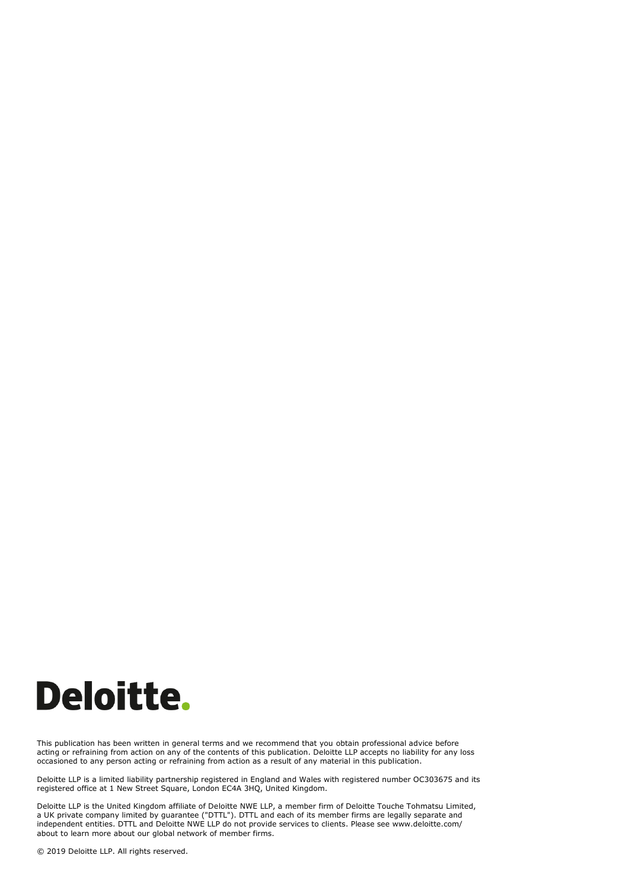**Deloitte.**

This publication has been written in general terms and we recommend that you obtain professional advice before acting or refraining from action on any of the contents of this publication. Deloitte LLP accepts no liability for any loss occasioned to any person acting or refraining from action as a result of any material in this publication.

Deloitte LLP is a limited liability partnership registered in England and Wales with registered number OC303675 and its registered office at 1 New Street Square, London EC4A 3HQ, United Kingdom.

Deloitte LLP is the United Kingdom affiliate of Deloitte NWE LLP, a member firm of Deloitte Touche Tohmatsu Limited, a UK private company limited by guarantee ("DTTL"). DTTL and each of its member firms are legally separate and independent entities. DTTL and Deloitte NWE LLP do not provide services to clients. Please see www.deloitte.com/about to learn more about our global network of member firms.

© 2019 Deloitte LLP. All rights reserved.